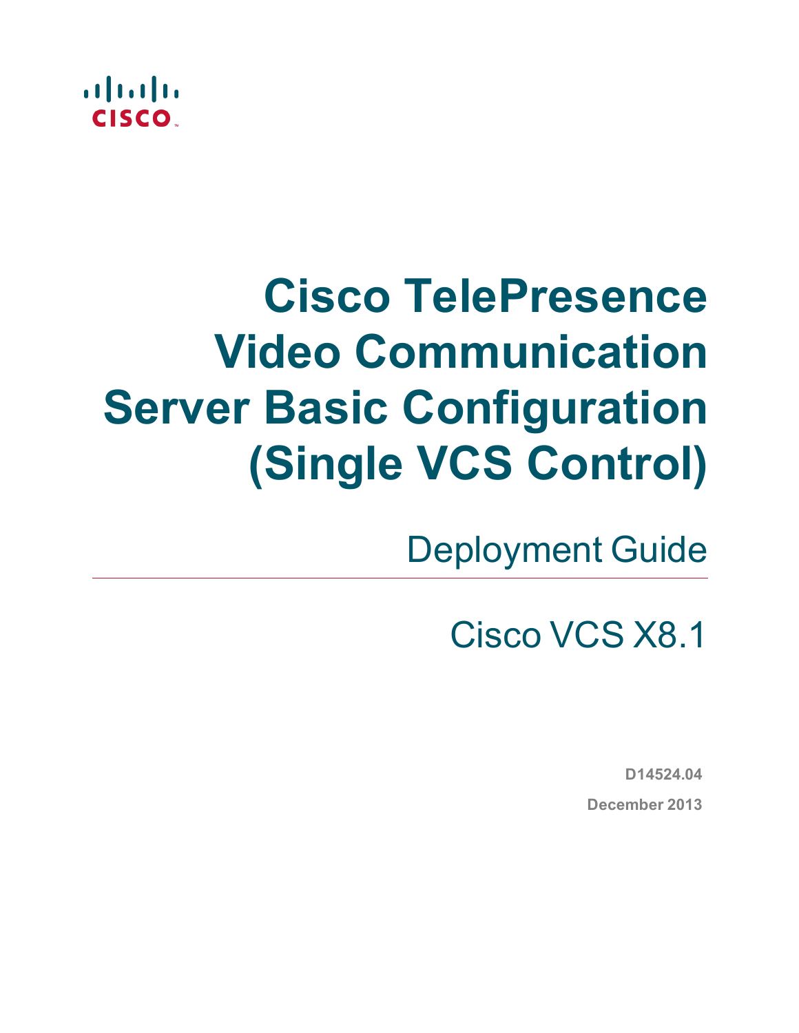# Cisco TelePresence Video Communication Server Basic Configuration (Single VCS Control)

Deployment Guide

Cisco VCS X8.1

D14524.04

December 2013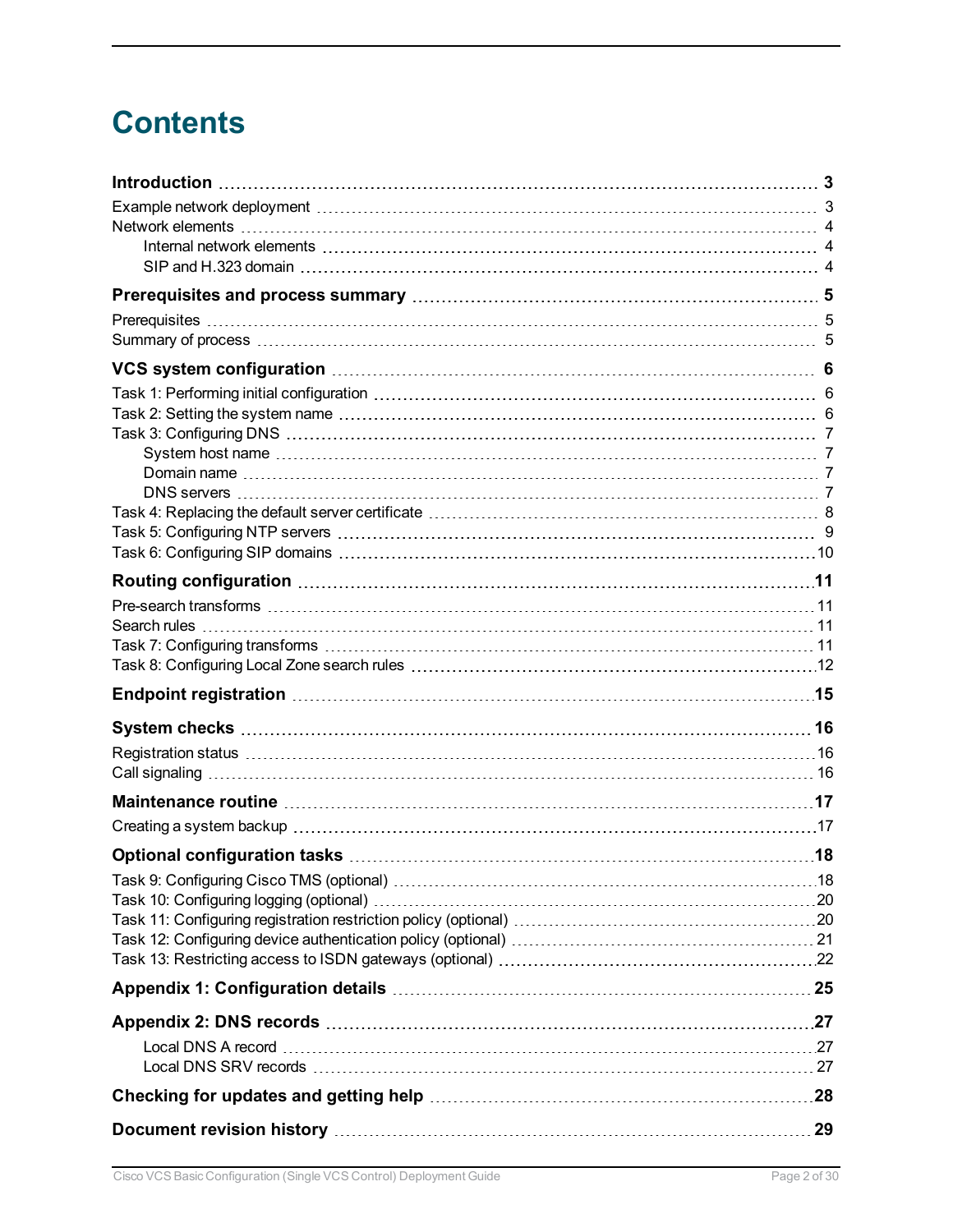# Contents

**Introduction** 3

- Example network deployment 3
- Network elements 4
  - Internal network elements 4
  - SIP and H.323 domain 4

**Prerequisites and process summary** 5

- Prerequisites 5
- Summary of process 5

**VCS system configuration** 6

- Task 1: Performing initial configuration 6
- Task 2: Setting the system name 6
- Task 3: Configuring DNS 7
  - System host name 7
  - Domain name 7
  - DNS servers 7
- Task 4: Replacing the default server certificate 8
- Task 5: Configuring NTP servers 9
- Task 6: Configuring SIP domains 10

**Routing configuration** 11

- Pre-search transforms 11
- Search rules 11
- Task 7: Configuring transforms 11
- Task 8: Configuring Local Zone search rules 12

**Endpoint registration** 15

**System checks** 16

- Registration status 16
- Call signaling 16

**Maintenance routine** 17

- Creating a system backup 17

**Optional configuration tasks** 18

- Task 9: Configuring Cisco TMS (optional) 18
- Task 10: Configuring logging (optional) 20
- Task 11: Configuring registration restriction policy (optional) 20
- Task 12: Configuring device authentication policy (optional) 21
- Task 13: Restricting access to ISDN gateways (optional) 22

**Appendix 1: Configuration details** 25

**Appendix 2: DNS records** 27

  - Local DNS A record 27
  - Local DNS SRV records 27

**Checking for updates and getting help** 28

**Document revision history** 29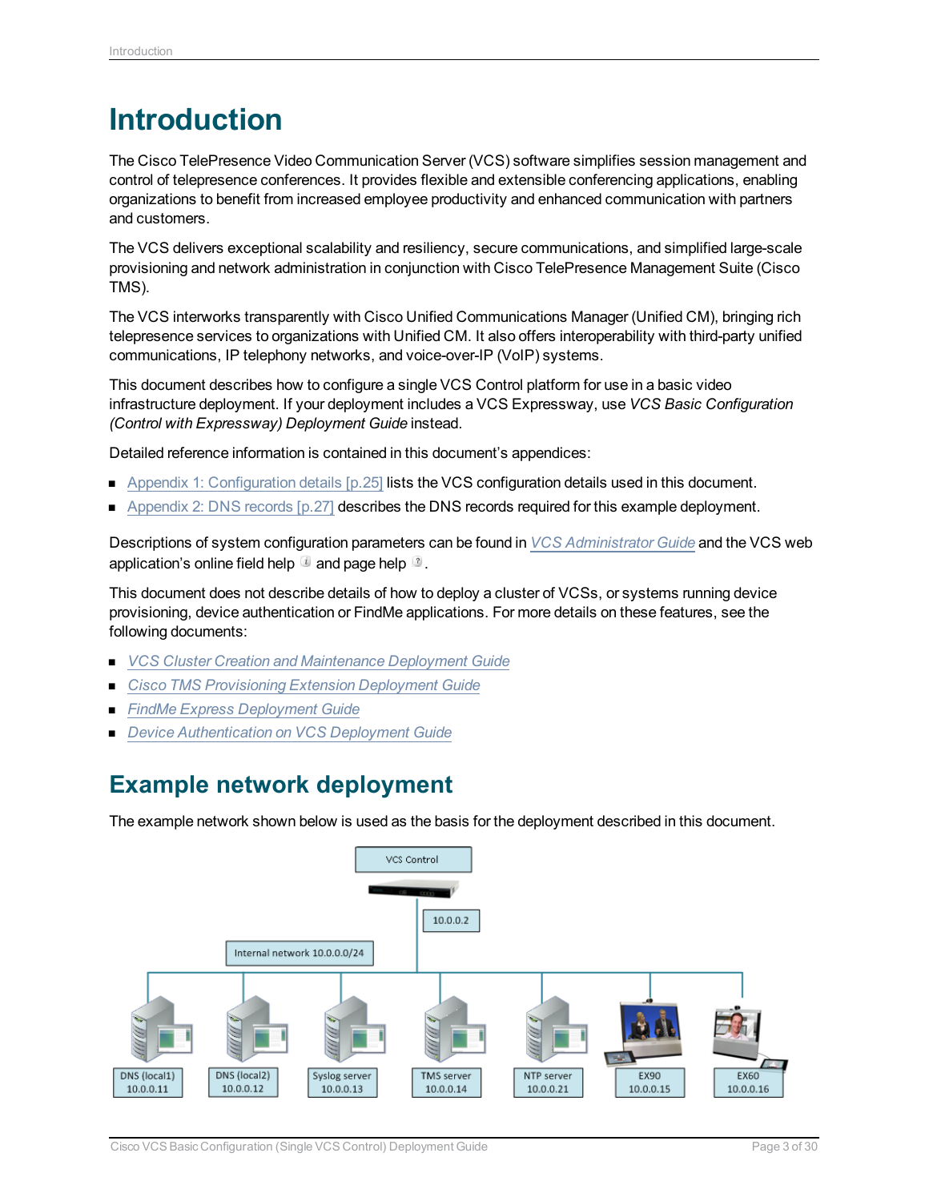# Introduction

The Cisco TelePresence Video Communication Server (VCS) software simplifies session management and control of telepresence conferences. It provides flexible and extensible conferencing applications, enabling organizations to benefit from increased employee productivity and enhanced communication with partners and customers.

The VCS delivers exceptional scalability and resiliency, secure communications, and simplified large-scale provisioning and network administration in conjunction with Cisco TelePresence Management Suite (Cisco TMS).

The VCS interworks transparently with Cisco Unified Communications Manager (Unified CM), bringing rich telepresence services to organizations with Unified CM. It also offers interoperability with third-party unified communications, IP telephony networks, and voice-over-IP (VoIP) systems.

This document describes how to configure a single VCS Control platform for use in a basic video infrastructure deployment. If your deployment includes a VCS Expressway, use *VCS Basic Configuration (Control with Expressway) Deployment Guide* instead.

Detailed reference information is contained in this document's appendices:

- Appendix 1: Configuration details [p.25] lists the VCS configuration details used in this document.
- Appendix 2: DNS records [p.27] describes the DNS records required for this example deployment.

Descriptions of system configuration parameters can be found in *VCS Administrator Guide* and the VCS web application's online field help and page help.

This document does not describe details of how to deploy a cluster of VCSs, or systems running device provisioning, device authentication or FindMe applications. For more details on these features, see the following documents:

- *VCS Cluster Creation and Maintenance Deployment Guide*
- *Cisco TMS Provisioning Extension Deployment Guide*
- *FindMe Express Deployment Guide*
- *Device Authentication on VCS Deployment Guide*

## Example network deployment

The example network shown below is used as the basis for the deployment described in this document.

VCS Control
10.0.0.2
Internal network 10.0.0.0/24

DNS (local1) 10.0.0.11
DNS (local2) 10.0.0.12
Syslog server 10.0.0.13
TMS server 10.0.0.14
NTP server 10.0.0.21
EX90 10.0.0.15
EX60 10.0.0.16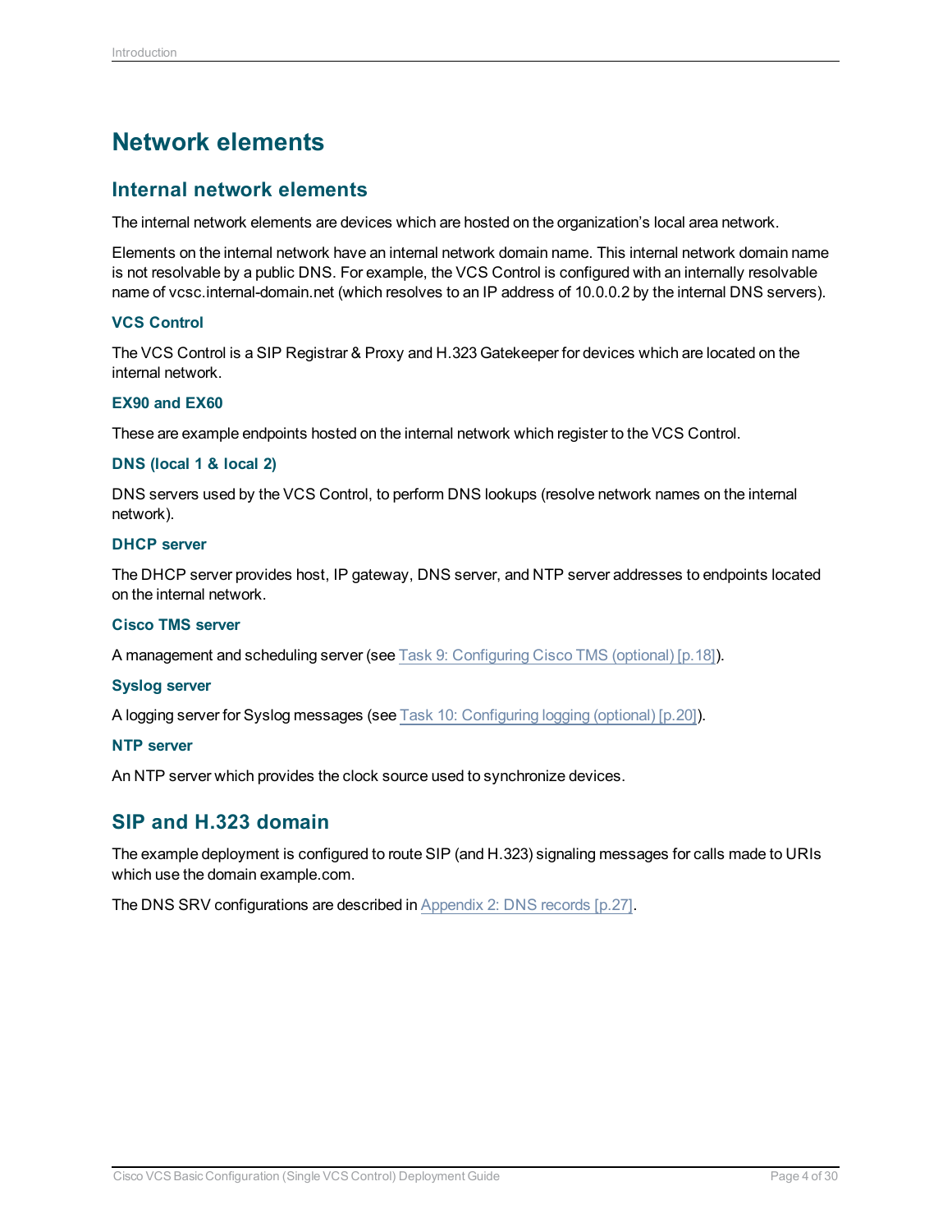# Network elements

## Internal network elements

The internal network elements are devices which are hosted on the organization's local area network.

Elements on the internal network have an internal network domain name. This internal network domain name is not resolvable by a public DNS. For example, the VCS Control is configured with an internally resolvable name of vcsc.internal-domain.net (which resolves to an IP address of 10.0.0.2 by the internal DNS servers).

### VCS Control

The VCS Control is a SIP Registrar & Proxy and H.323 Gatekeeper for devices which are located on the internal network.

### EX90 and EX60

These are example endpoints hosted on the internal network which register to the VCS Control.

### DNS (local 1 & local 2)

DNS servers used by the VCS Control, to perform DNS lookups (resolve network names on the internal network).

### DHCP server

The DHCP server provides host, IP gateway, DNS server, and NTP server addresses to endpoints located on the internal network.

### Cisco TMS server

A management and scheduling server (see Task 9: Configuring Cisco TMS (optional) [p.18]).

### Syslog server

A logging server for Syslog messages (see Task 10: Configuring logging (optional) [p.20]).

### NTP server

An NTP server which provides the clock source used to synchronize devices.

## SIP and H.323 domain

The example deployment is configured to route SIP (and H.323) signaling messages for calls made to URIs which use the domain example.com.

The DNS SRV configurations are described in Appendix 2: DNS records [p.27].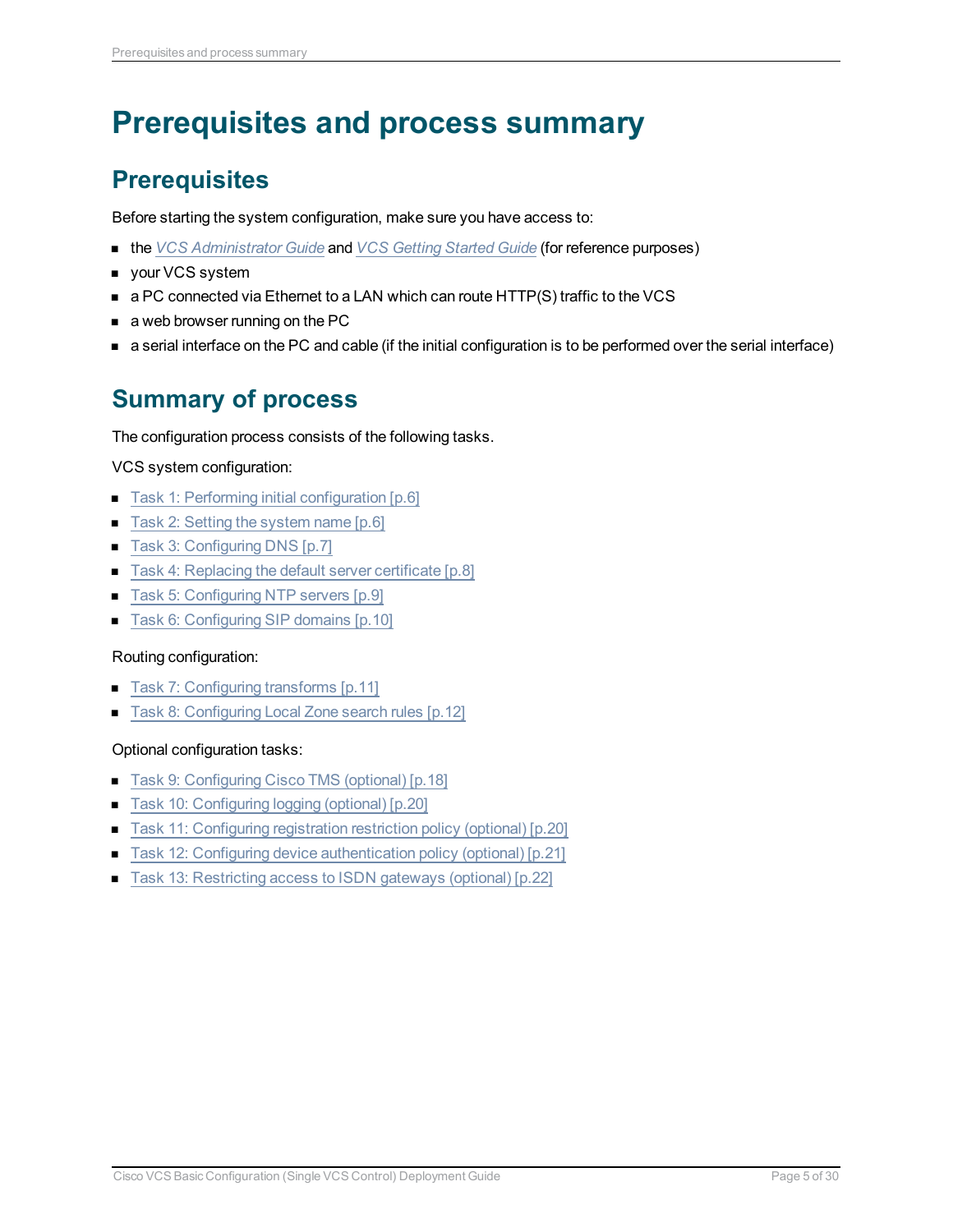# Prerequisites and process summary

## Prerequisites

Before starting the system configuration, make sure you have access to:

- the *VCS Administrator Guide* and *VCS Getting Started Guide* (for reference purposes)
- your VCS system
- a PC connected via Ethernet to a LAN which can route HTTP(S) traffic to the VCS
- a web browser running on the PC
- a serial interface on the PC and cable (if the initial configuration is to be performed over the serial interface)

## Summary of process

The configuration process consists of the following tasks.

VCS system configuration:

- Task 1: Performing initial configuration [p.6]
- Task 2: Setting the system name [p.6]
- Task 3: Configuring DNS [p.7]
- Task 4: Replacing the default server certificate [p.8]
- Task 5: Configuring NTP servers [p.9]
- Task 6: Configuring SIP domains [p.10]

Routing configuration:

- Task 7: Configuring transforms [p.11]
- Task 8: Configuring Local Zone search rules [p.12]

Optional configuration tasks:

- Task 9: Configuring Cisco TMS (optional) [p.18]
- Task 10: Configuring logging (optional) [p.20]
- Task 11: Configuring registration restriction policy (optional) [p.20]
- Task 12: Configuring device authentication policy (optional) [p.21]
- Task 13: Restricting access to ISDN gateways (optional) [p.22]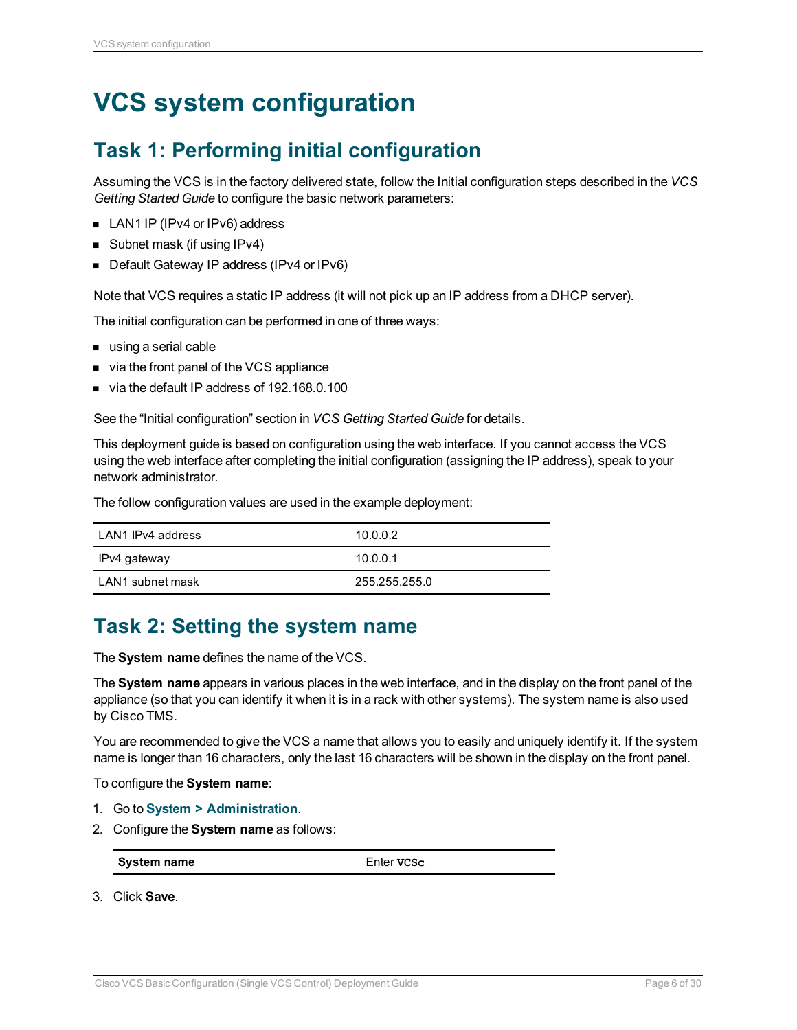# VCS system configuration

## Task 1: Performing initial configuration

Assuming the VCS is in the factory delivered state, follow the Initial configuration steps described in the *VCS Getting Started Guide* to configure the basic network parameters:

- LAN1 IP (IPv4 or IPv6) address
- Subnet mask (if using IPv4)
- Default Gateway IP address (IPv4 or IPv6)

Note that VCS requires a static IP address (it will not pick up an IP address from a DHCP server).

The initial configuration can be performed in one of three ways:

- using a serial cable
- via the front panel of the VCS appliance
- via the default IP address of 192.168.0.100

See the "Initial configuration" section in *VCS Getting Started Guide* for details.

This deployment guide is based on configuration using the web interface. If you cannot access the VCS using the web interface after completing the initial configuration (assigning the IP address), speak to your network administrator.

The follow configuration values are used in the example deployment:

| | |
|---|---|
| LAN1 IPv4 address | 10.0.0.2 |
| IPv4 gateway | 10.0.0.1 |
| LAN1 subnet mask | 255.255.255.0 |

## Task 2: Setting the system name

The **System name** defines the name of the VCS.

The **System name** appears in various places in the web interface, and in the display on the front panel of the appliance (so that you can identify it when it is in a rack with other systems). The system name is also used by Cisco TMS.

You are recommended to give the VCS a name that allows you to easily and uniquely identify it. If the system name is longer than 16 characters, only the last 16 characters will be shown in the display on the front panel.

To configure the **System name**:

1. Go to **System > Administration**.
2. Configure the **System name** as follows:

   | | |
   |---|---|
   | **System name** | Enter `VCSc` |

3. Click **Save**.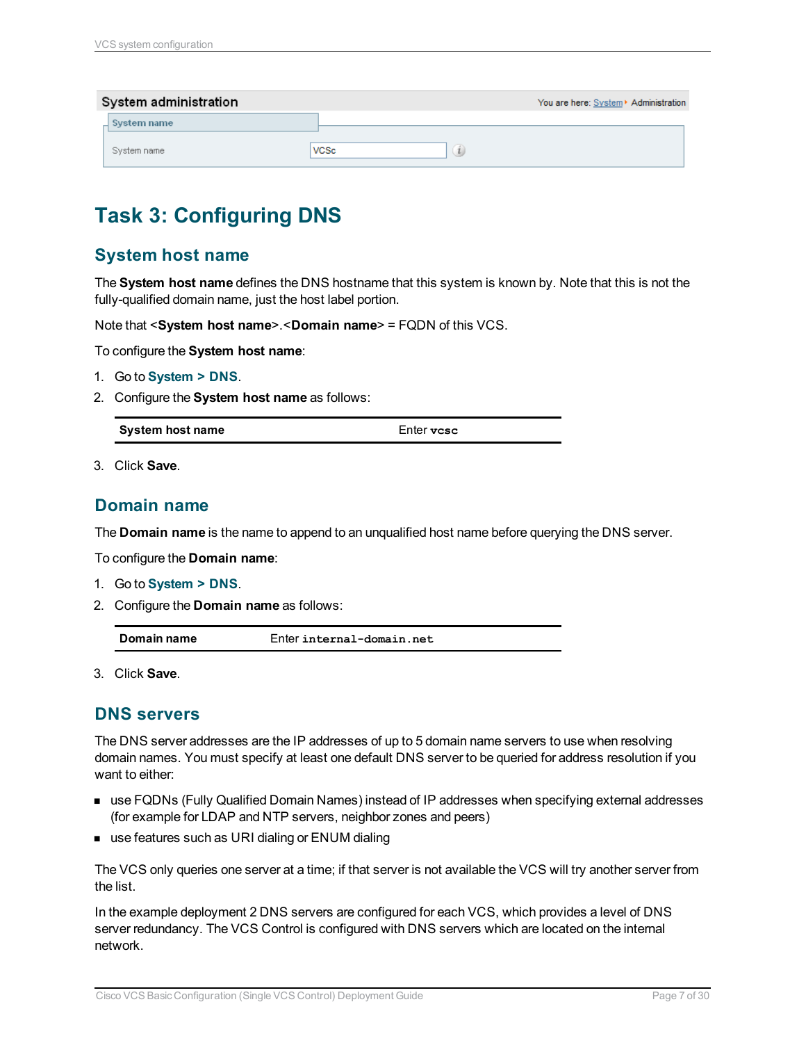System administration

You are here: System > Administration

System name

| System name | VCSc |
| --- | --- |

# Task 3: Configuring DNS

## System host name

The **System host name** defines the DNS hostname that this system is known by. Note that this is not the fully-qualified domain name, just the host label portion.

Note that <**System host name**>.<**Domain name**> = FQDN of this VCS.

To configure the **System host name**:

1. Go to **System > DNS**.
2. Configure the **System host name** as follows:

| System host name | Enter `vcsc` |
| --- | --- |

3. Click **Save**.

## Domain name

The **Domain name** is the name to append to an unqualified host name before querying the DNS server.

To configure the **Domain name**:

1. Go to **System > DNS**.
2. Configure the **Domain name** as follows:

| Domain name | Enter `internal-domain.net` |
| --- | --- |

3. Click **Save**.

## DNS servers

The DNS server addresses are the IP addresses of up to 5 domain name servers to use when resolving domain names. You must specify at least one default DNS server to be queried for address resolution if you want to either:

- use FQDNs (Fully Qualified Domain Names) instead of IP addresses when specifying external addresses (for example for LDAP and NTP servers, neighbor zones and peers)
- use features such as URI dialing or ENUM dialing

The VCS only queries one server at a time; if that server is not available the VCS will try another server from the list.

In the example deployment 2 DNS servers are configured for each VCS, which provides a level of DNS server redundancy. The VCS Control is configured with DNS servers which are located on the internal network.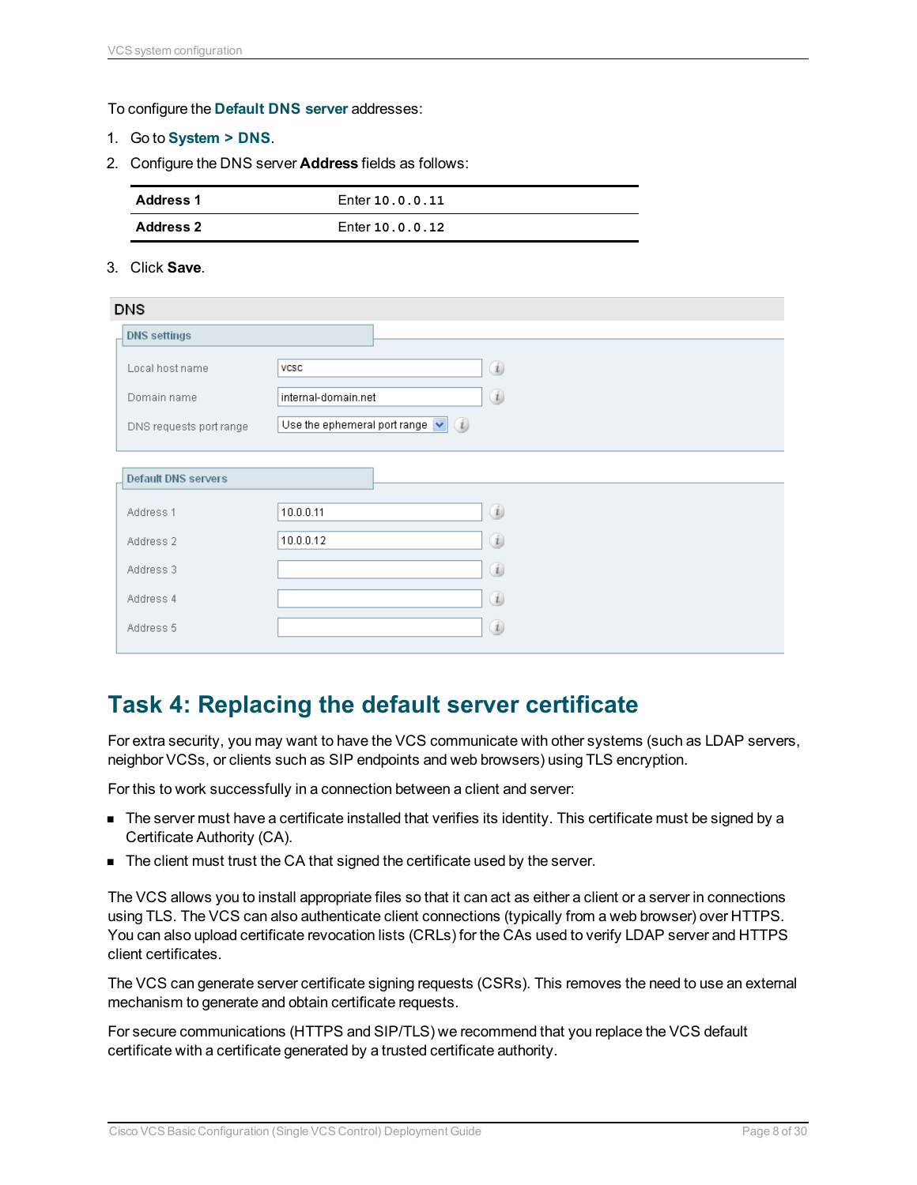To configure the **Default DNS server** addresses:

1. Go to **System > DNS**.
2. Configure the DNS server **Address** fields as follows:

| | |
|---|---|
| **Address 1** | Enter `10.0.0.11` |
| **Address 2** | Enter `10.0.0.12` |

3. Click **Save**.

DNS

DNS settings

| | |
|---|---|
| Local host name | vcsc |
| Domain name | internal-domain.net |
| DNS requests port range | Use the ephemeral port range |

Default DNS servers

| | |
|---|---|
| Address 1 | 10.0.0.11 |
| Address 2 | 10.0.0.12 |
| Address 3 | |
| Address 4 | |
| Address 5 | |

## Task 4: Replacing the default server certificate

For extra security, you may want to have the VCS communicate with other systems (such as LDAP servers, neighbor VCSs, or clients such as SIP endpoints and web browsers) using TLS encryption.

For this to work successfully in a connection between a client and server:

- The server must have a certificate installed that verifies its identity. This certificate must be signed by a Certificate Authority (CA).
- The client must trust the CA that signed the certificate used by the server.

The VCS allows you to install appropriate files so that it can act as either a client or a server in connections using TLS. The VCS can also authenticate client connections (typically from a web browser) over HTTPS. You can also upload certificate revocation lists (CRLs) for the CAs used to verify LDAP server and HTTPS client certificates.

The VCS can generate server certificate signing requests (CSRs). This removes the need to use an external mechanism to generate and obtain certificate requests.

For secure communications (HTTPS and SIP/TLS) we recommend that you replace the VCS default certificate with a certificate generated by a trusted certificate authority.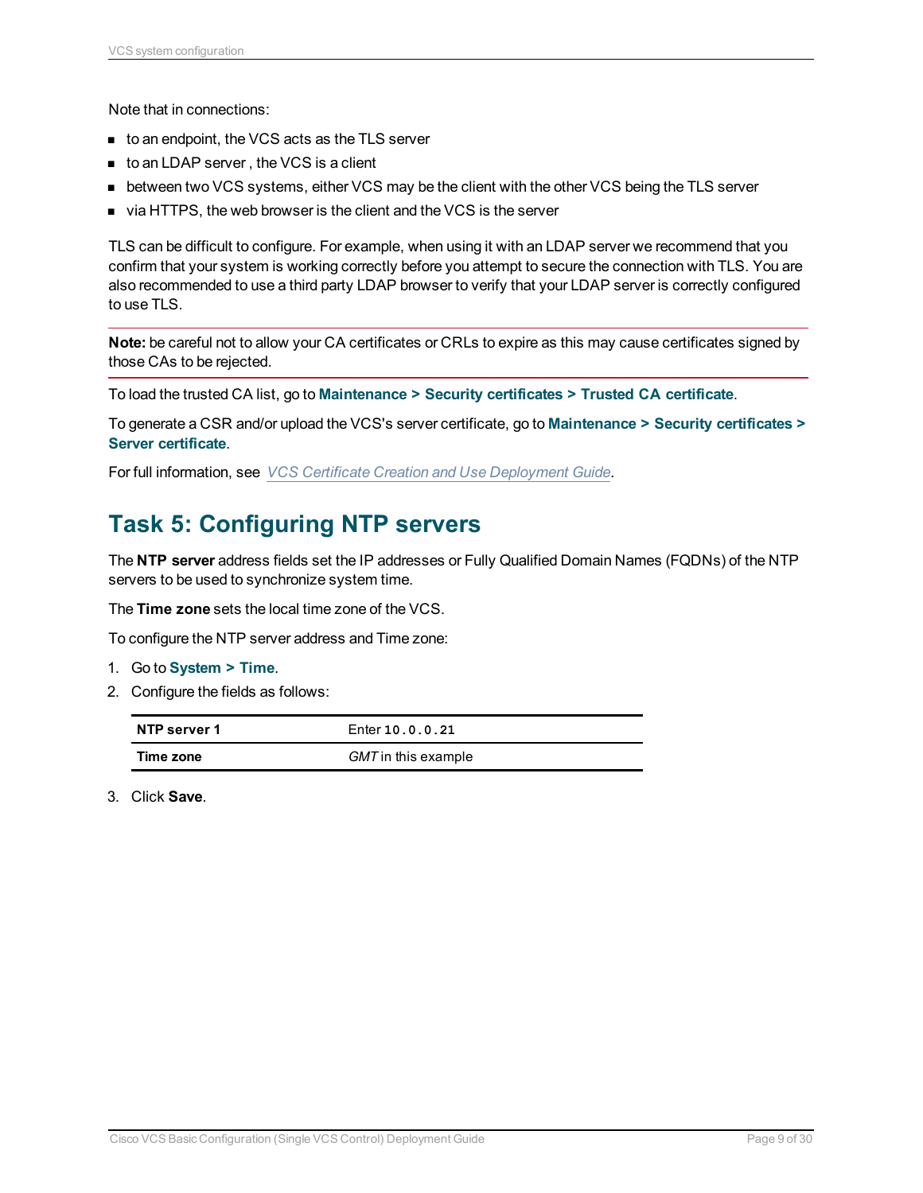Note that in connections:

- to an endpoint, the VCS acts as the TLS server
- to an LDAP server , the VCS is a client
- between two VCS systems, either VCS may be the client with the other VCS being the TLS server
- via HTTPS, the web browser is the client and the VCS is the server

TLS can be difficult to configure. For example, when using it with an LDAP server we recommend that you confirm that your system is working correctly before you attempt to secure the connection with TLS. You are also recommended to use a third party LDAP browser to verify that your LDAP server is correctly configured to use TLS.

**Note:** be careful not to allow your CA certificates or CRLs to expire as this may cause certificates signed by those CAs to be rejected.

To load the trusted CA list, go to **Maintenance > Security certificates > Trusted CA certificate**.

To generate a CSR and/or upload the VCS's server certificate, go to **Maintenance > Security certificates > Server certificate**.

For full information, see *VCS Certificate Creation and Use Deployment Guide*.

## Task 5: Configuring NTP servers

The **NTP server** address fields set the IP addresses or Fully Qualified Domain Names (FQDNs) of the NTP servers to be used to synchronize system time.

The **Time zone** sets the local time zone of the VCS.

To configure the NTP server address and Time zone:

1. Go to **System > Time**.
2. Configure the fields as follows:

| | |
|---|---|
| **NTP server 1** | Enter `10.0.0.21` |
| **Time zone** | *GMT* in this example |

3. Click **Save**.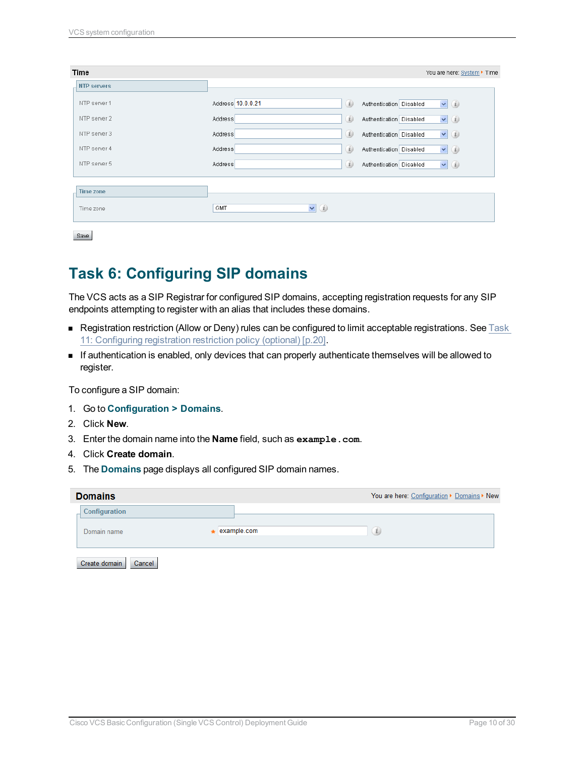## Task 6: Configuring SIP domains

The VCS acts as a SIP Registrar for configured SIP domains, accepting registration requests for any SIP endpoints attempting to register with an alias that includes these domains.

- Registration restriction (Allow or Deny) rules can be configured to limit acceptable registrations. See Task 11: Configuring registration restriction policy (optional) [p.20].
- If authentication is enabled, only devices that can properly authenticate themselves will be allowed to register.

To configure a SIP domain:

1. Go to **Configuration > Domains**.
2. Click **New**.
3. Enter the domain name into the **Name** field, such as `example.com`.
4. Click **Create domain**.
5. The **Domains** page displays all configured SIP domain names.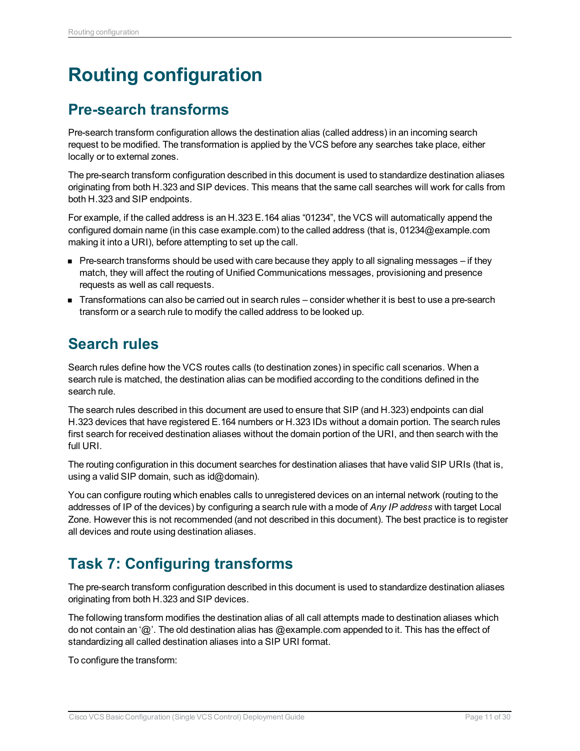# Routing configuration

## Pre-search transforms

Pre-search transform configuration allows the destination alias (called address) in an incoming search request to be modified. The transformation is applied by the VCS before any searches take place, either locally or to external zones.

The pre-search transform configuration described in this document is used to standardize destination aliases originating from both H.323 and SIP devices. This means that the same call searches will work for calls from both H.323 and SIP endpoints.

For example, if the called address is an H.323 E.164 alias "01234", the VCS will automatically append the configured domain name (in this case example.com) to the called address (that is, 01234@example.com making it into a URI), before attempting to set up the call.

- Pre-search transforms should be used with care because they apply to all signaling messages – if they match, they will affect the routing of Unified Communications messages, provisioning and presence requests as well as call requests.
- Transformations can also be carried out in search rules – consider whether it is best to use a pre-search transform or a search rule to modify the called address to be looked up.

## Search rules

Search rules define how the VCS routes calls (to destination zones) in specific call scenarios. When a search rule is matched, the destination alias can be modified according to the conditions defined in the search rule.

The search rules described in this document are used to ensure that SIP (and H.323) endpoints can dial H.323 devices that have registered E.164 numbers or H.323 IDs without a domain portion. The search rules first search for received destination aliases without the domain portion of the URI, and then search with the full URI.

The routing configuration in this document searches for destination aliases that have valid SIP URIs (that is, using a valid SIP domain, such as id@domain).

You can configure routing which enables calls to unregistered devices on an internal network (routing to the addresses of IP of the devices) by configuring a search rule with a mode of *Any IP address* with target Local Zone. However this is not recommended (and not described in this document). The best practice is to register all devices and route using destination aliases.

## Task 7: Configuring transforms

The pre-search transform configuration described in this document is used to standardize destination aliases originating from both H.323 and SIP devices.

The following transform modifies the destination alias of all call attempts made to destination aliases which do not contain an '@'. The old destination alias has @example.com appended to it. This has the effect of standardizing all called destination aliases into a SIP URI format.

To configure the transform: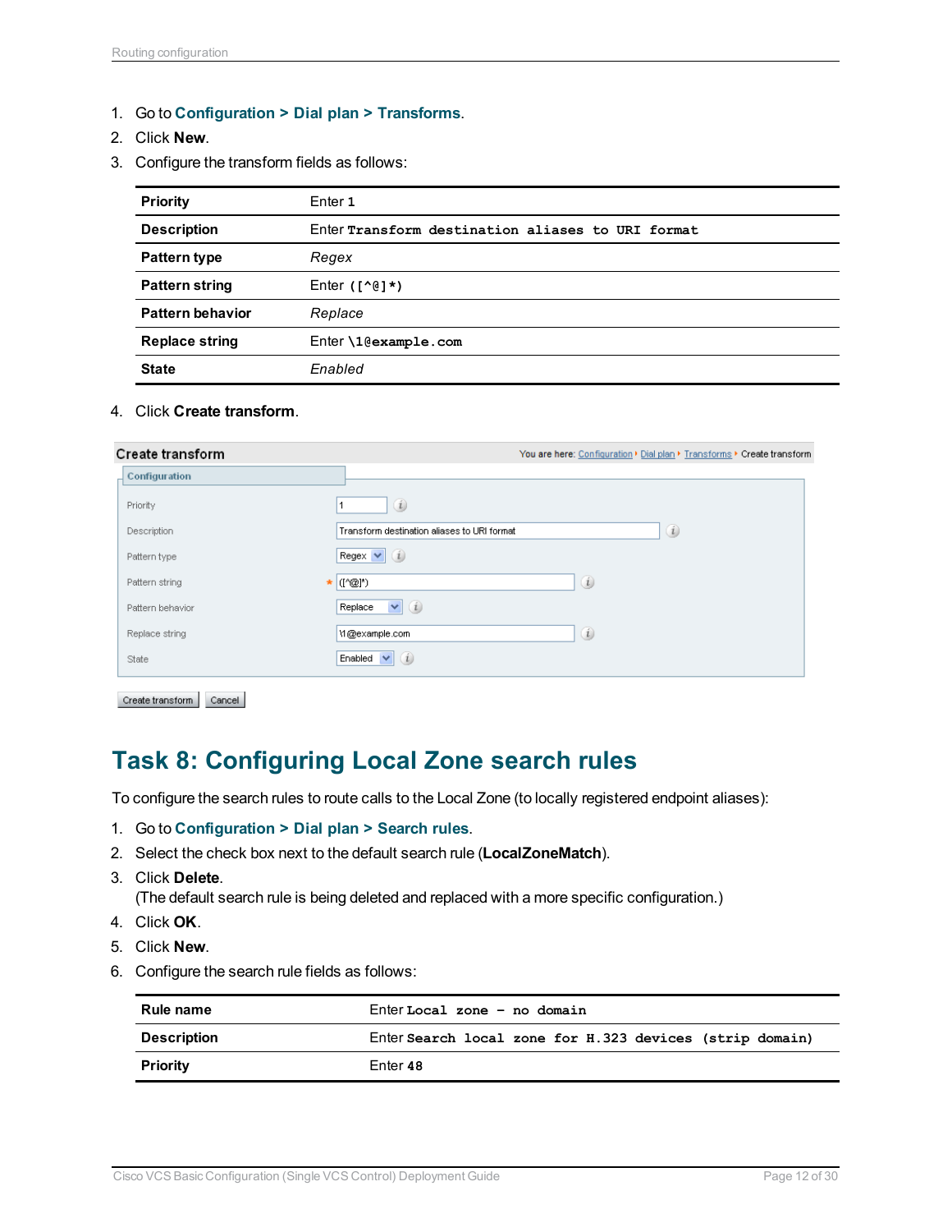1. Go to **Configuration > Dial plan > Transforms**.
2. Click **New**.
3. Configure the transform fields as follows:

| | |
|---|---|
| **Priority** | Enter **1** |
| **Description** | Enter **Transform destination aliases to URI format** |
| **Pattern type** | *Regex* |
| **Pattern string** | Enter **([^@]*)** |
| **Pattern behavior** | *Replace* |
| **Replace string** | Enter **\1@example.com** |
| **State** | *Enabled* |

4. Click **Create transform**.

Create transform — You are here: Configuration ▸ Dial plan ▸ Transforms ▸ Create transform

Configuration

| | |
|---|---|
| Priority | 1 |
| Description | Transform destination aliases to URI format |
| Pattern type | Regex |
| Pattern string | * ([^@]*) |
| Pattern behavior | Replace |
| Replace string | \1@example.com |
| State | Enabled |

Create transform | Cancel

# Task 8: Configuring Local Zone search rules

To configure the search rules to route calls to the Local Zone (to locally registered endpoint aliases):

1. Go to **Configuration > Dial plan > Search rules**.
2. Select the check box next to the default search rule (**LocalZoneMatch**).
3. Click **Delete**.
   (The default search rule is being deleted and replaced with a more specific configuration.)
4. Click **OK**.
5. Click **New**.
6. Configure the search rule fields as follows:

| | |
|---|---|
| **Rule name** | Enter **Local zone – no domain** |
| **Description** | Enter **Search local zone for H.323 devices (strip domain)** |
| **Priority** | Enter **48** |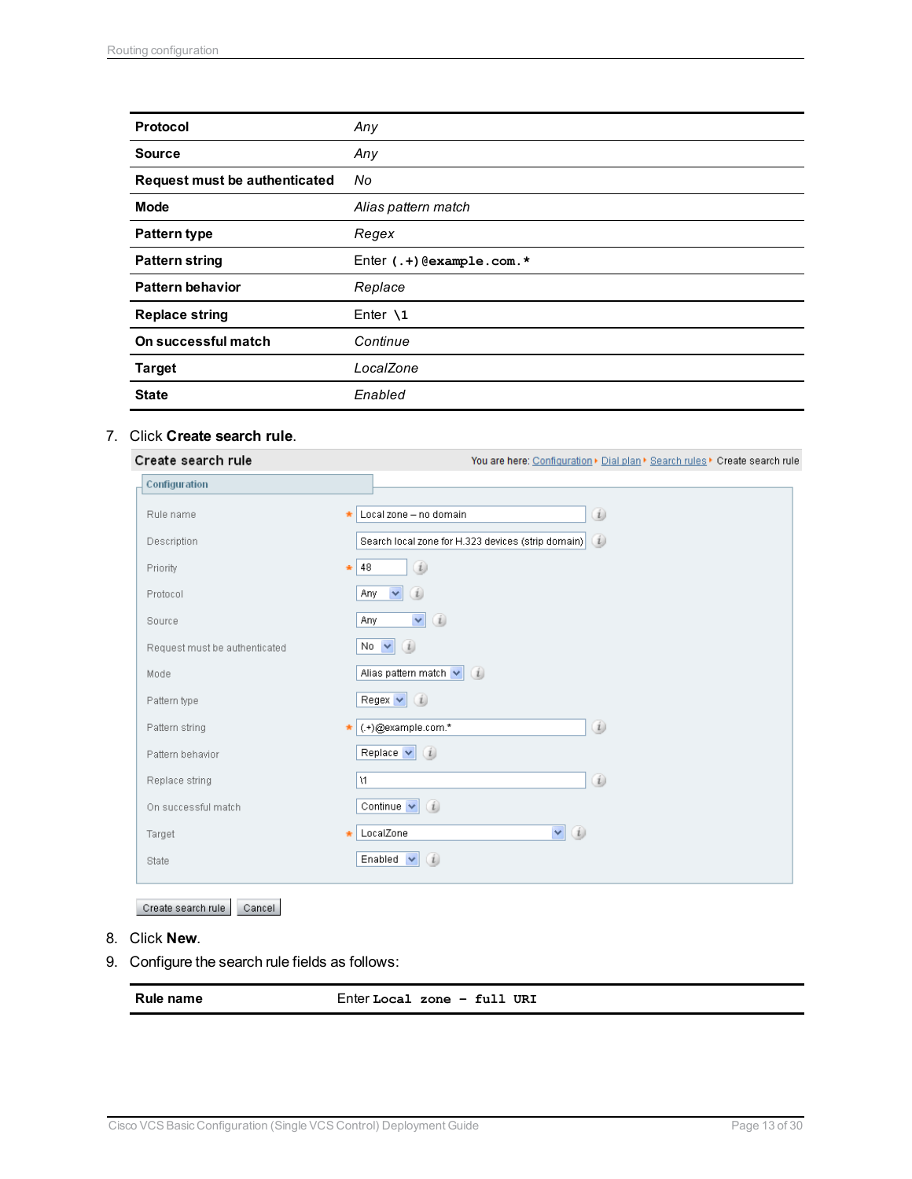| | |
|---|---|
| **Protocol** | *Any* |
| **Source** | *Any* |
| **Request must be authenticated** | *No* |
| **Mode** | *Alias pattern match* |
| **Pattern type** | *Regex* |
| **Pattern string** | Enter `(.+)@example.com.*` |
| **Pattern behavior** | *Replace* |
| **Replace string** | Enter `\1` |
| **On successful match** | *Continue* |
| **Target** | *LocalZone* |
| **State** | *Enabled* |

7. Click **Create search rule**.

**Create search rule** — You are here: Configuration ▸ Dial plan ▸ Search rules ▸ Create search rule

Configuration

| | |
|---|---|
| Rule name * | Local zone – no domain |
| Description | Search local zone for H.323 devices (strip domain) |
| Priority * | 48 |
| Protocol | Any |
| Source | Any |
| Request must be authenticated | No |
| Mode | Alias pattern match |
| Pattern type | Regex |
| Pattern string * | (.+)@example.com.* |
| Pattern behavior | Replace |
| Replace string | \1 |
| On successful match | Continue |
| Target * | LocalZone |
| State | Enabled |

[Create search rule] [Cancel]

8. Click **New**.
9. Configure the search rule fields as follows:

| | |
|---|---|
| **Rule name** | Enter `Local zone – full URI` |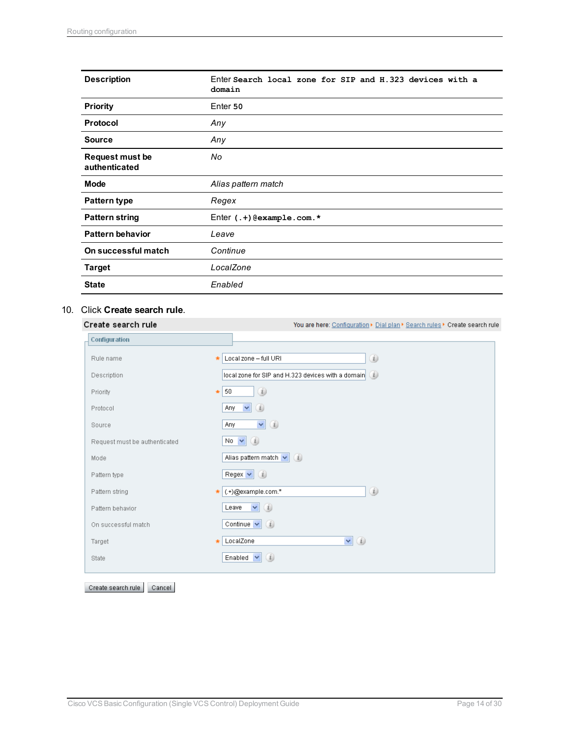| | |
|---|---|
| **Description** | Enter `Search local zone for SIP and H.323 devices with a domain` |
| **Priority** | Enter `50` |
| **Protocol** | *Any* |
| **Source** | *Any* |
| **Request must be authenticated** | *No* |
| **Mode** | *Alias pattern match* |
| **Pattern type** | *Regex* |
| **Pattern string** | Enter `(.+)@example.com.*` |
| **Pattern behavior** | *Leave* |
| **On successful match** | *Continue* |
| **Target** | *LocalZone* |
| **State** | *Enabled* |

10. Click **Create search rule**.

**Create search rule** — You are here: Configuration ▸ Dial plan ▸ Search rules ▸ Create search rule

Configuration

| | |
|---|---|
| Rule name | * Local zone – full URI |
| Description | local zone for SIP and H.323 devices with a domain |
| Priority | * 50 |
| Protocol | Any |
| Source | Any |
| Request must be authenticated | No |
| Mode | Alias pattern match |
| Pattern type | Regex |
| Pattern string | * (.+)@example.com.* |
| Pattern behavior | Leave |
| On successful match | Continue |
| Target | * LocalZone |
| State | Enabled |

Create search rule | Cancel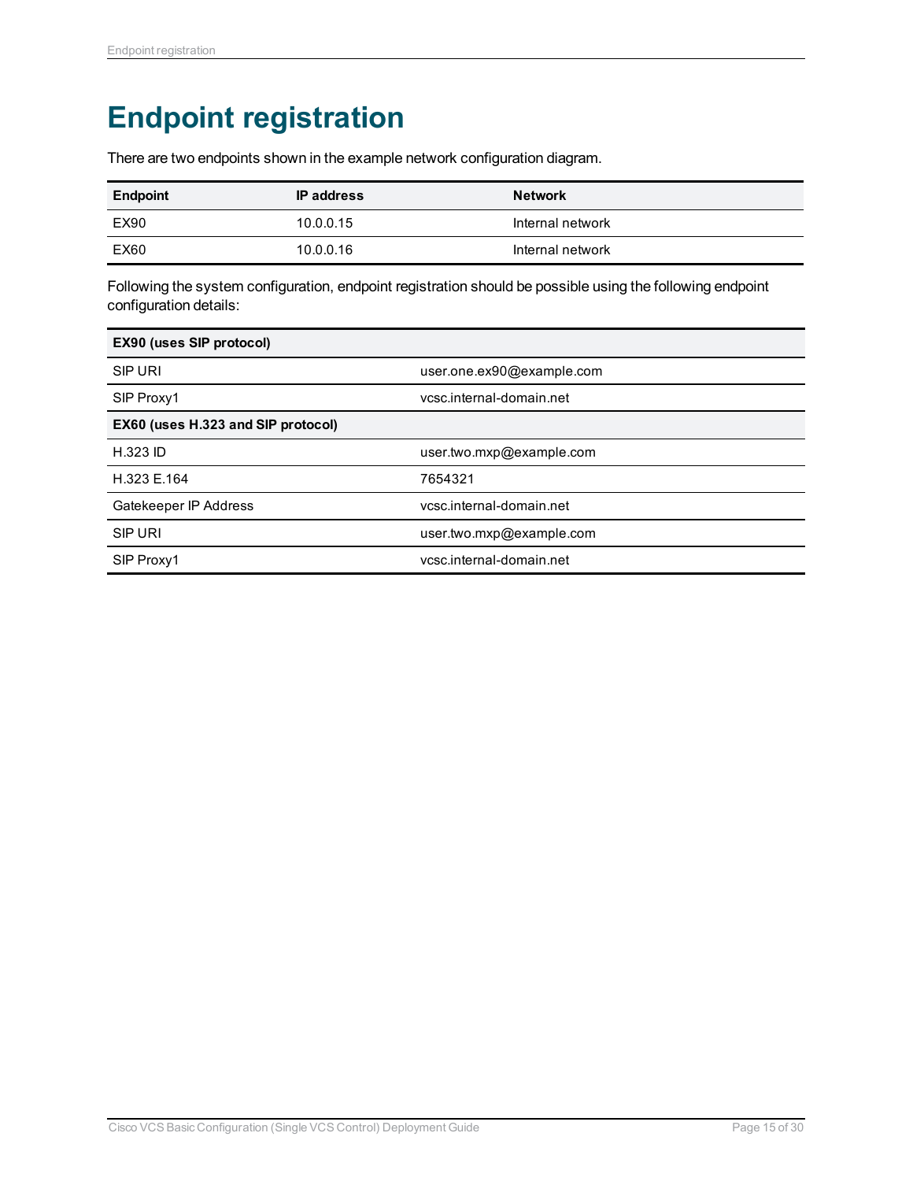# Endpoint registration

There are two endpoints shown in the example network configuration diagram.

| Endpoint | IP address | Network |
|---|---|---|
| EX90 | 10.0.0.15 | Internal network |
| EX60 | 10.0.0.16 | Internal network |

Following the system configuration, endpoint registration should be possible using the following endpoint configuration details:

| **EX90 (uses SIP protocol)** | |
|---|---|
| SIP URI | user.one.ex90@example.com |
| SIP Proxy1 | vcsc.internal-domain.net |
| **EX60 (uses H.323 and SIP protocol)** | |
| H.323 ID | user.two.mxp@example.com |
| H.323 E.164 | 7654321 |
| Gatekeeper IP Address | vcsc.internal-domain.net |
| SIP URI | user.two.mxp@example.com |
| SIP Proxy1 | vcsc.internal-domain.net |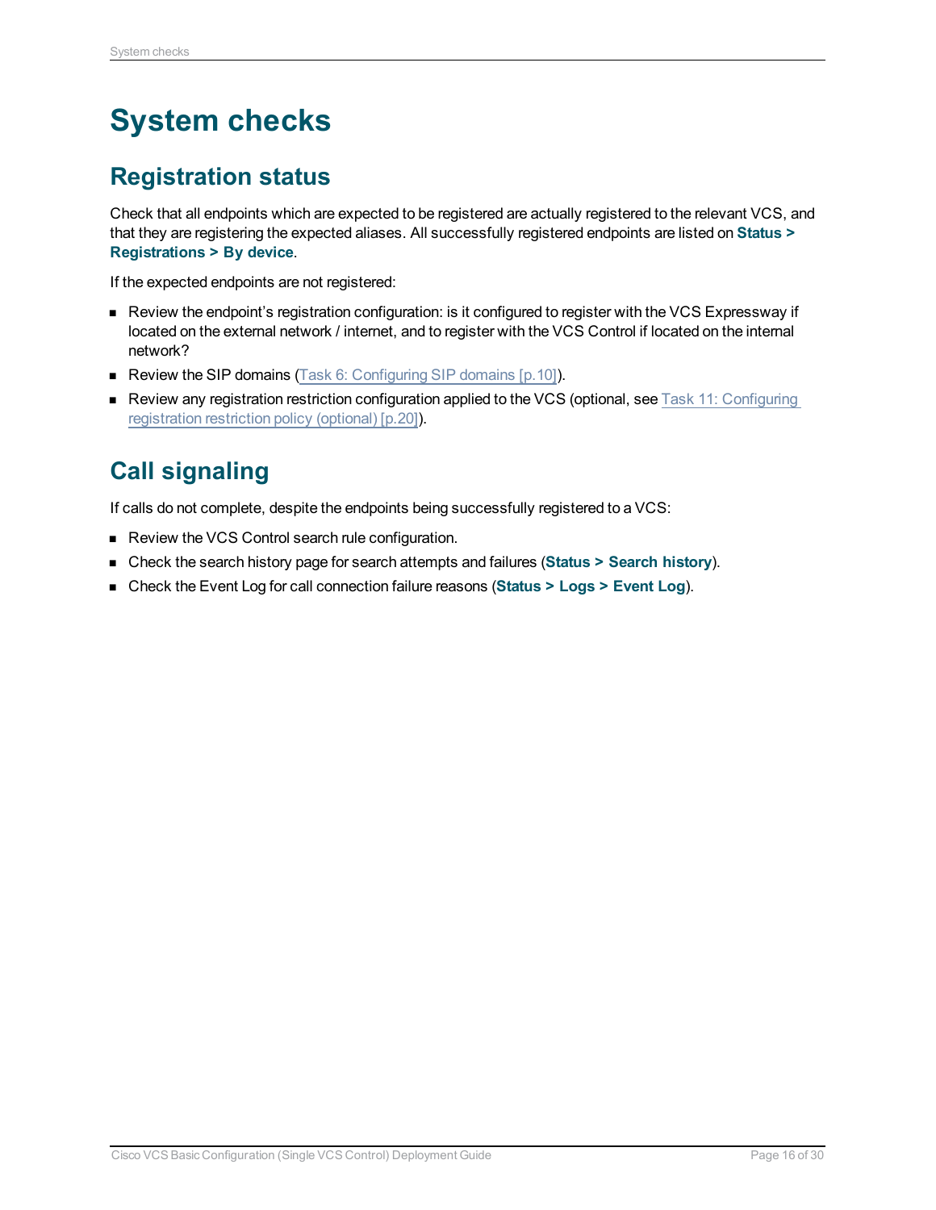# System checks

## Registration status

Check that all endpoints which are expected to be registered are actually registered to the relevant VCS, and that they are registering the expected aliases. All successfully registered endpoints are listed on **Status > Registrations > By device**.

If the expected endpoints are not registered:

- Review the endpoint's registration configuration: is it configured to register with the VCS Expressway if located on the external network / internet, and to register with the VCS Control if located on the internal network?
- Review the SIP domains (Task 6: Configuring SIP domains [p.10]).
- Review any registration restriction configuration applied to the VCS (optional, see Task 11: Configuring registration restriction policy (optional) [p.20]).

## Call signaling

If calls do not complete, despite the endpoints being successfully registered to a VCS:

- Review the VCS Control search rule configuration.
- Check the search history page for search attempts and failures (**Status > Search history**).
- Check the Event Log for call connection failure reasons (**Status > Logs > Event Log**).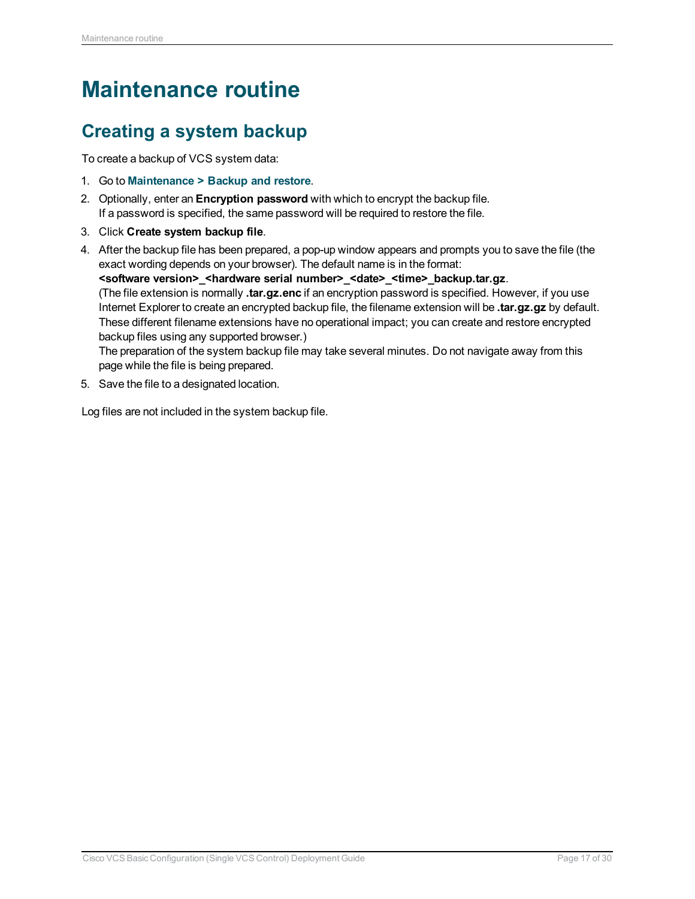# Maintenance routine

## Creating a system backup

To create a backup of VCS system data:

1. Go to **Maintenance > Backup and restore**.
2. Optionally, enter an **Encryption password** with which to encrypt the backup file.
   If a password is specified, the same password will be required to restore the file.
3. Click **Create system backup file**.
4. After the backup file has been prepared, a pop-up window appears and prompts you to save the file (the exact wording depends on your browser). The default name is in the format:
   **<software version>_<hardware serial number>_<date>_<time>_backup.tar.gz**.
   (The file extension is normally **.tar.gz.enc** if an encryption password is specified. However, if you use Internet Explorer to create an encrypted backup file, the filename extension will be **.tar.gz.gz** by default. These different filename extensions have no operational impact; you can create and restore encrypted backup files using any supported browser.)
   The preparation of the system backup file may take several minutes. Do not navigate away from this page while the file is being prepared.
5. Save the file to a designated location.

Log files are not included in the system backup file.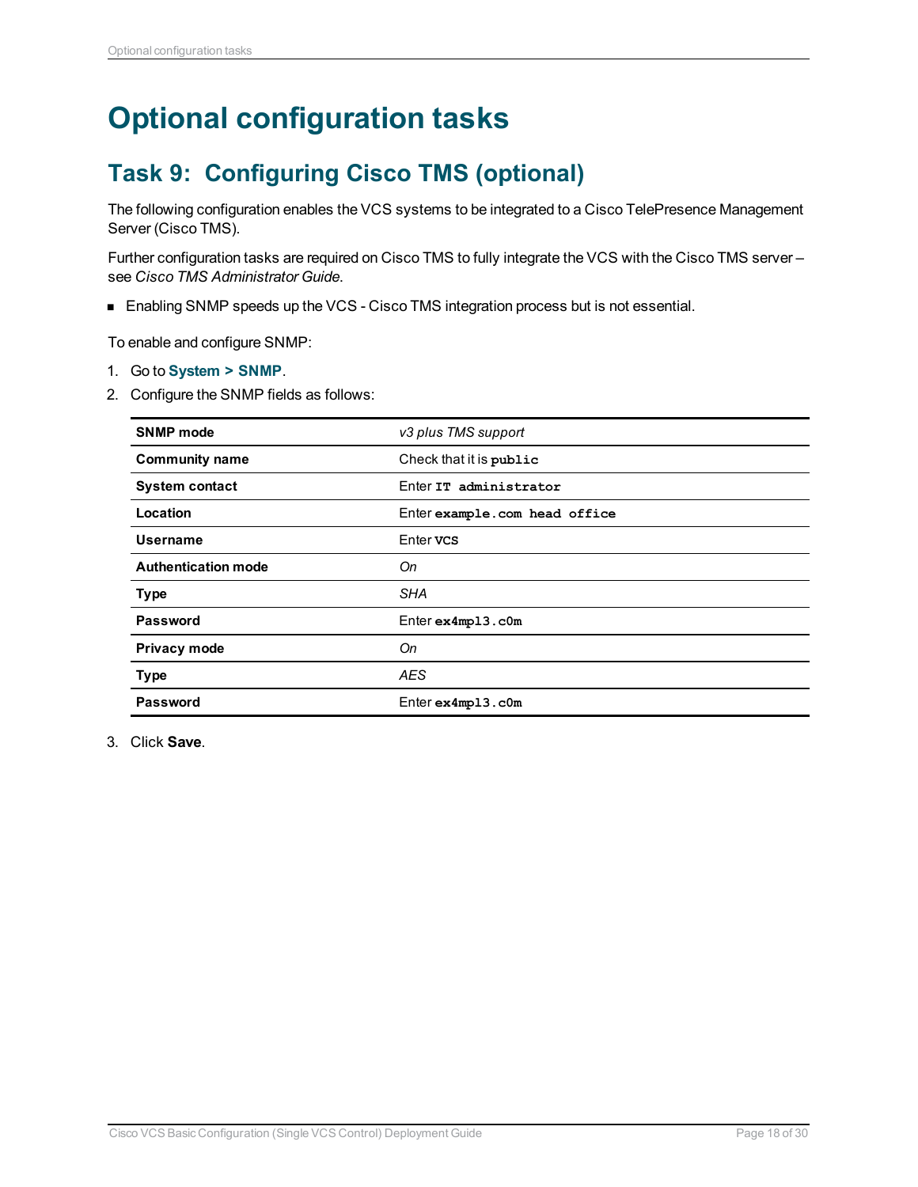# Optional configuration tasks

## Task 9: Configuring Cisco TMS (optional)

The following configuration enables the VCS systems to be integrated to a Cisco TelePresence Management Server (Cisco TMS).

Further configuration tasks are required on Cisco TMS to fully integrate the VCS with the Cisco TMS server – see *Cisco TMS Administrator Guide*.

- Enabling SNMP speeds up the VCS - Cisco TMS integration process but is not essential.

To enable and configure SNMP:

1. Go to **System > SNMP**.
2. Configure the SNMP fields as follows:

| | |
|---|---|
| **SNMP mode** | *v3 plus TMS support* |
| **Community name** | Check that it is **`public`** |
| **System contact** | Enter **`IT administrator`** |
| **Location** | Enter **`example.com head office`** |
| **Username** | Enter **`VCS`** |
| **Authentication mode** | *On* |
| **Type** | *SHA* |
| **Password** | Enter **`ex4mpl3.c0m`** |
| **Privacy mode** | *On* |
| **Type** | *AES* |
| **Password** | Enter **`ex4mpl3.c0m`** |

3. Click **Save**.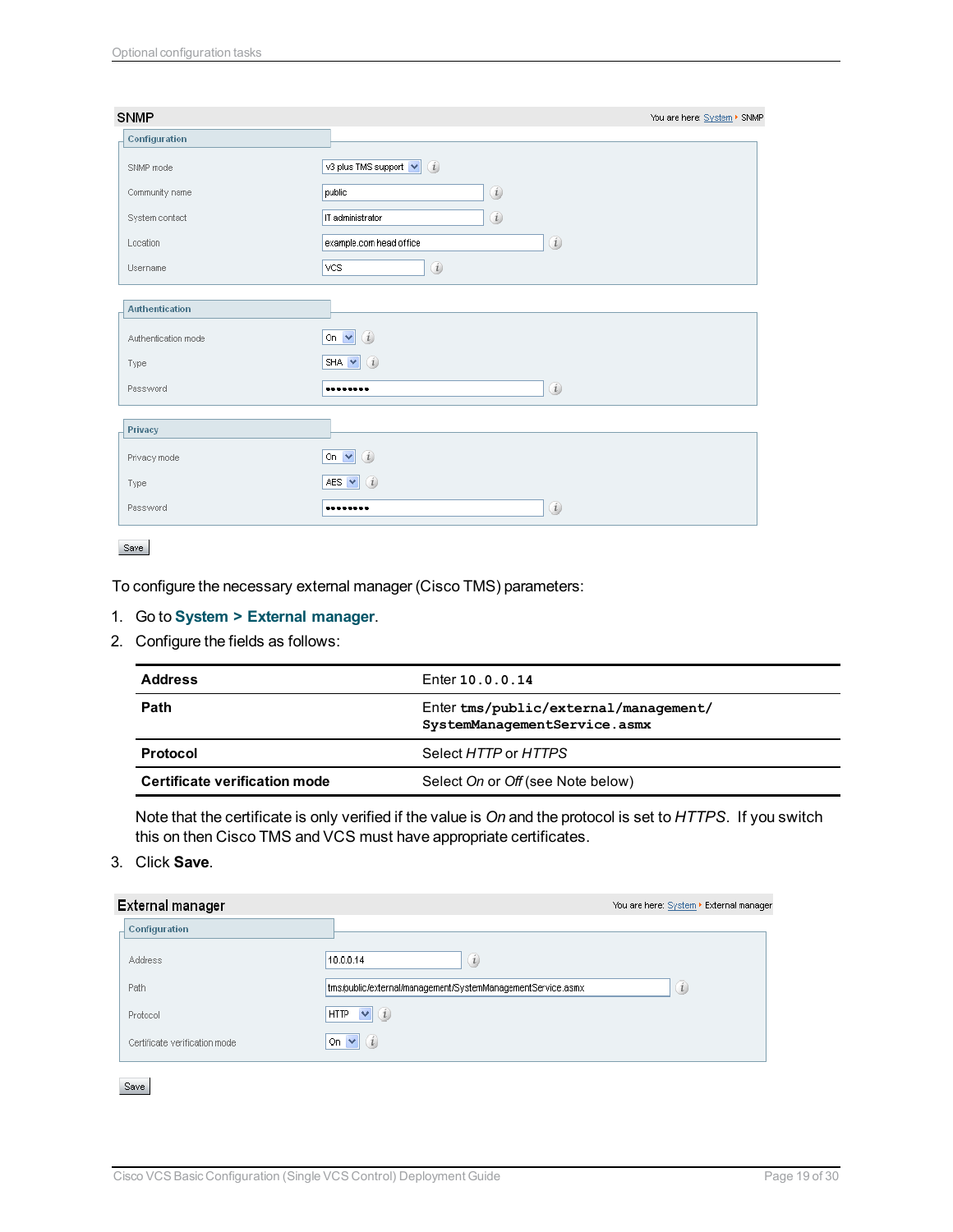| SNMP | You are here: System ▸ SNMP |
| --- | --- |
| **Configuration** | |
| SNMP mode | v3 plus TMS support |
| Community name | public |
| System contact | IT administrator |
| Location | example.com head office |
| Username | VCS |
| **Authentication** | |
| Authentication mode | On |
| Type | SHA |
| Password | •••••••• |
| **Privacy** | |
| Privacy mode | On |
| Type | AES |
| Password | •••••••• |

Save

To configure the necessary external manager (Cisco TMS) parameters:

1. Go to **System > External manager**.
2. Configure the fields as follows:

| | |
| --- | --- |
| **Address** | Enter `10.0.0.14` |
| **Path** | Enter `tms/public/external/management/SystemManagementService.asmx` |
| **Protocol** | Select *HTTP* or *HTTPS* |
| **Certificate verification mode** | Select *On* or *Off* (see Note below) |

   Note that the certificate is only verified if the value is *On* and the protocol is set to *HTTPS*. If you switch this on then Cisco TMS and VCS must have appropriate certificates.

3. Click **Save**.

| External manager | You are here: System ▸ External manager |
| --- | --- |
| **Configuration** | |
| Address | 10.0.0.14 |
| Path | tms/public/external/management/SystemManagementService.asmx |
| Protocol | HTTP |
| Certificate verification mode | On |

Save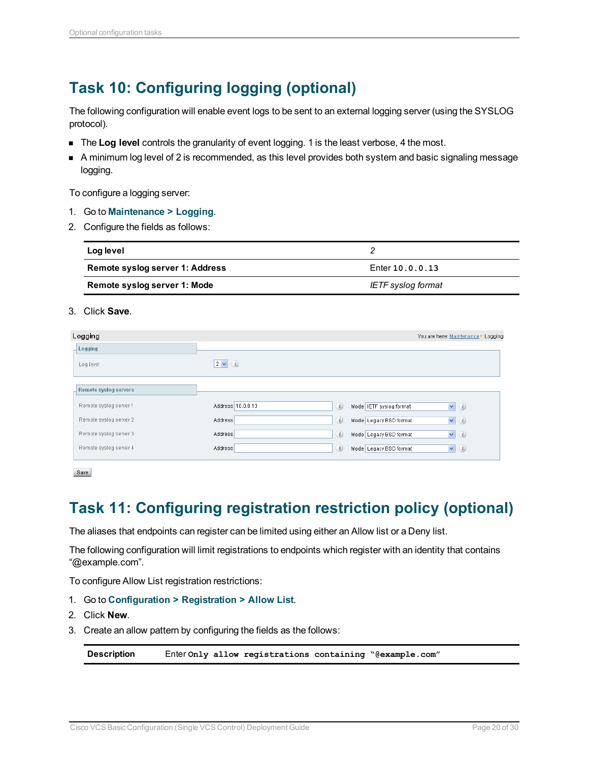## Task 10: Configuring logging (optional)

The following configuration will enable event logs to be sent to an external logging server (using the SYSLOG protocol).

- The **Log level** controls the granularity of event logging. 1 is the least verbose, 4 the most.
- A minimum log level of 2 is recommended, as this level provides both system and basic signaling message logging.

To configure a logging server:

1. Go to **Maintenance > Logging**.
2. Configure the fields as follows:

| | |
|---|---|
| **Log level** | *2* |
| **Remote syslog server 1: Address** | Enter `10.0.0.13` |
| **Remote syslog server 1: Mode** | *IETF syslog format* |

3. Click **Save**.

## Task 11: Configuring registration restriction policy (optional)

The aliases that endpoints can register can be limited using either an Allow list or a Deny list.

The following configuration will limit registrations to endpoints which register with an identity that contains "@example.com".

To configure Allow List registration restrictions:

1. Go to **Configuration > Registration > Allow List**.
2. Click **New**.
3. Create an allow pattern by configuring the fields as the follows:

| | |
|---|---|
| **Description** | Enter `Only allow registrations containing "@example.com"` |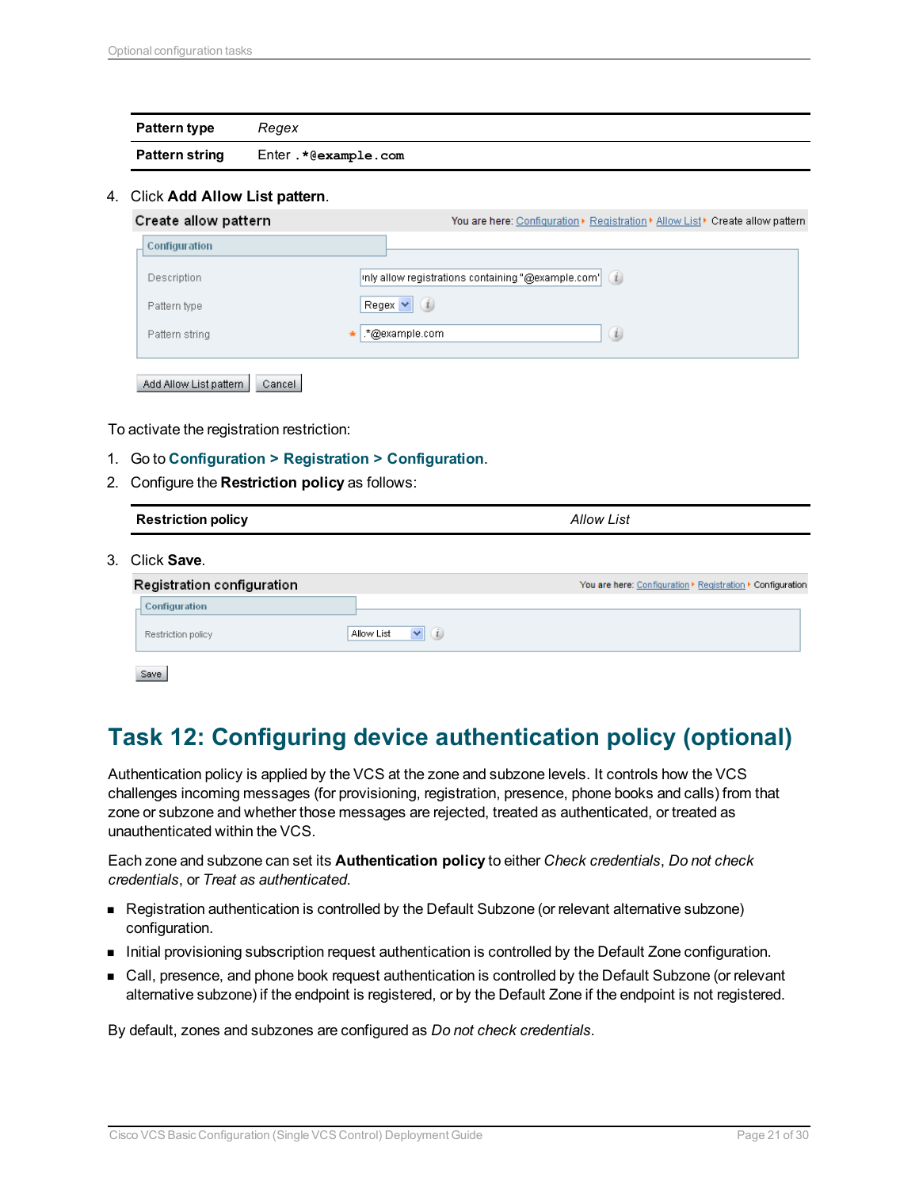| Pattern type | *Regex* |
|---|---|
| Pattern string | Enter `.*@example.com` |

4. Click **Add Allow List pattern**.

To activate the registration restriction:

1. Go to **Configuration > Registration > Configuration**.
2. Configure the **Restriction policy** as follows:

| Restriction policy | *Allow List* |
|---|---|

3. Click **Save**.

# Task 12: Configuring device authentication policy (optional)

Authentication policy is applied by the VCS at the zone and subzone levels. It controls how the VCS challenges incoming messages (for provisioning, registration, presence, phone books and calls) from that zone or subzone and whether those messages are rejected, treated as authenticated, or treated as unauthenticated within the VCS.

Each zone and subzone can set its **Authentication policy** to either *Check credentials*, *Do not check credentials*, or *Treat as authenticated.*

- Registration authentication is controlled by the Default Subzone (or relevant alternative subzone) configuration.
- Initial provisioning subscription request authentication is controlled by the Default Zone configuration.
- Call, presence, and phone book request authentication is controlled by the Default Subzone (or relevant alternative subzone) if the endpoint is registered, or by the Default Zone if the endpoint is not registered.

By default, zones and subzones are configured as *Do not check credentials*.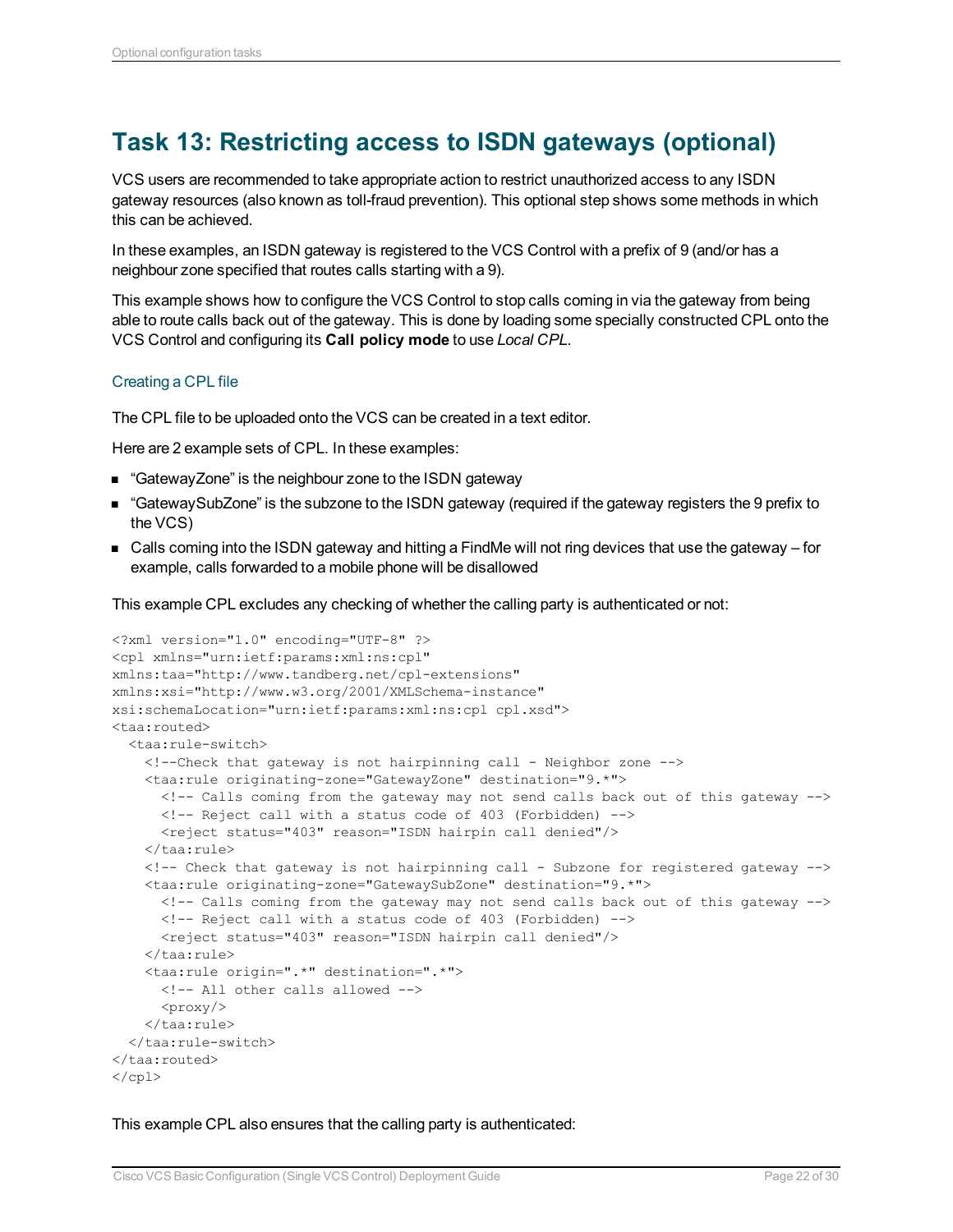## Task 13: Restricting access to ISDN gateways (optional)

VCS users are recommended to take appropriate action to restrict unauthorized access to any ISDN gateway resources (also known as toll-fraud prevention). This optional step shows some methods in which this can be achieved.

In these examples, an ISDN gateway is registered to the VCS Control with a prefix of 9 (and/or has a neighbour zone specified that routes calls starting with a 9).

This example shows how to configure the VCS Control to stop calls coming in via the gateway from being able to route calls back out of the gateway. This is done by loading some specially constructed CPL onto the VCS Control and configuring its **Call policy mode** to use *Local CPL*.

### Creating a CPL file

The CPL file to be uploaded onto the VCS can be created in a text editor.

Here are 2 example sets of CPL. In these examples:

- "GatewayZone" is the neighbour zone to the ISDN gateway
- "GatewaySubZone" is the subzone to the ISDN gateway (required if the gateway registers the 9 prefix to the VCS)
- Calls coming into the ISDN gateway and hitting a FindMe will not ring devices that use the gateway – for example, calls forwarded to a mobile phone will be disallowed

This example CPL excludes any checking of whether the calling party is authenticated or not:

```
<?xml version="1.0" encoding="UTF-8" ?>
<cpl xmlns="urn:ietf:params:xml:ns:cpl"
xmlns:taa="http://www.tandberg.net/cpl-extensions"
xmlns:xsi="http://www.w3.org/2001/XMLSchema-instance"
xsi:schemaLocation="urn:ietf:params:xml:ns:cpl cpl.xsd">
<taa:routed>
  <taa:rule-switch>
    <!--Check that gateway is not hairpinning call - Neighbor zone -->
    <taa:rule originating-zone="GatewayZone" destination="9.*">
      <!-- Calls coming from the gateway may not send calls back out of this gateway -->
      <!-- Reject call with a status code of 403 (Forbidden) -->
      <reject status="403" reason="ISDN hairpin call denied"/>
    </taa:rule>
    <!-- Check that gateway is not hairpinning call - Subzone for registered gateway -->
    <taa:rule originating-zone="GatewaySubZone" destination="9.*">
      <!-- Calls coming from the gateway may not send calls back out of this gateway -->
      <!-- Reject call with a status code of 403 (Forbidden) -->
      <reject status="403" reason="ISDN hairpin call denied"/>
    </taa:rule>
    <taa:rule origin=".*" destination=".*">
      <!-- All other calls allowed -->
      <proxy/>
    </taa:rule>
  </taa:rule-switch>
</taa:routed>
</cpl>
```

This example CPL also ensures that the calling party is authenticated: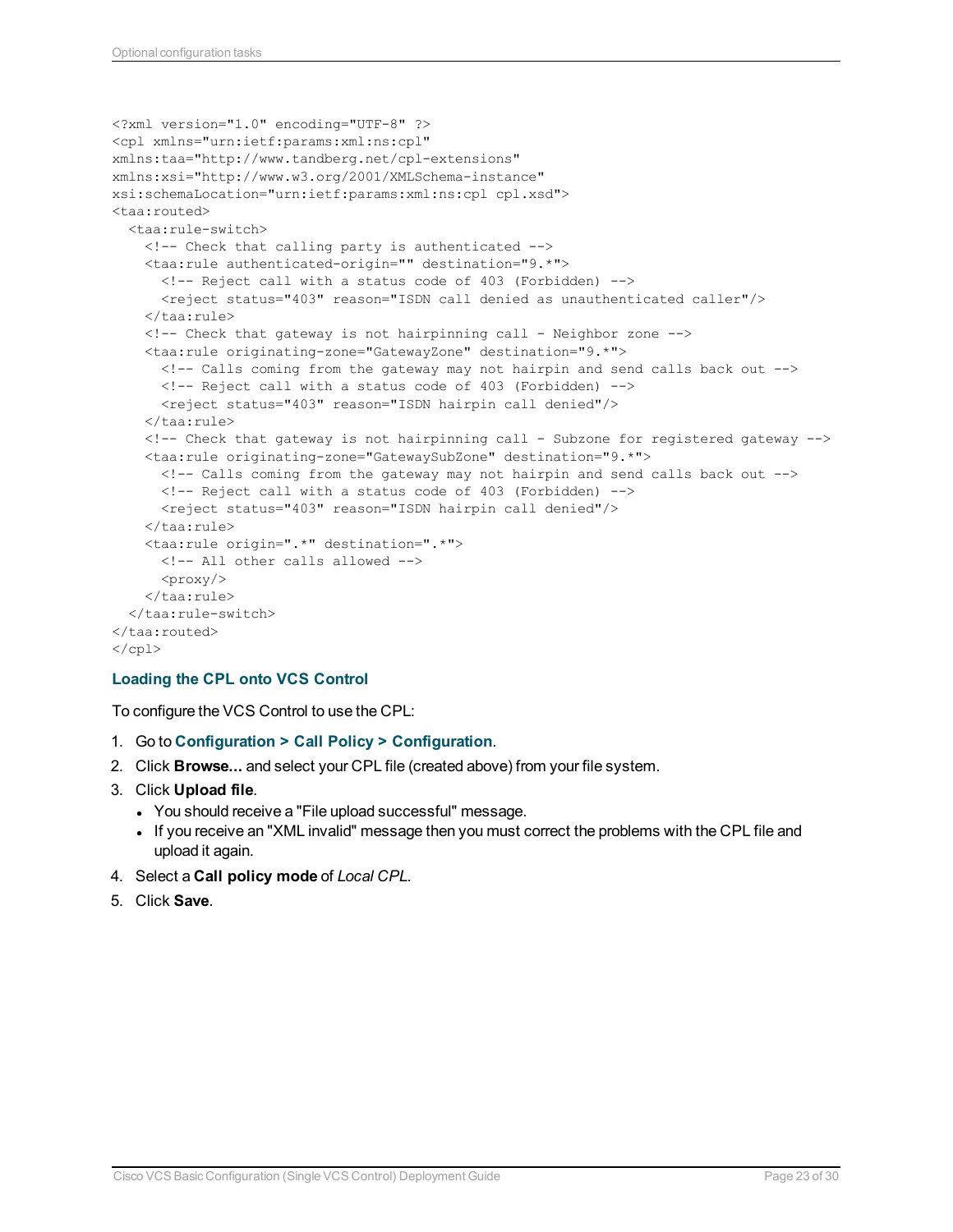```
<?xml version="1.0" encoding="UTF-8" ?>
<cpl xmlns="urn:ietf:params:xml:ns:cpl"
xmlns:taa="http://www.tandberg.net/cpl-extensions"
xmlns:xsi="http://www.w3.org/2001/XMLSchema-instance"
xsi:schemaLocation="urn:ietf:params:xml:ns:cpl cpl.xsd">
<taa:routed>
  <taa:rule-switch>
    <!-- Check that calling party is authenticated -->
    <taa:rule authenticated-origin="" destination="9.*">
      <!-- Reject call with a status code of 403 (Forbidden) -->
      <reject status="403" reason="ISDN call denied as unauthenticated caller"/>
    </taa:rule>
    <!-- Check that gateway is not hairpinning call - Neighbor zone -->
    <taa:rule originating-zone="GatewayZone" destination="9.*">
      <!-- Calls coming from the gateway may not hairpin and send calls back out -->
      <!-- Reject call with a status code of 403 (Forbidden) -->
      <reject status="403" reason="ISDN hairpin call denied"/>
    </taa:rule>
    <!-- Check that gateway is not hairpinning call - Subzone for registered gateway -->
    <taa:rule originating-zone="GatewaySubZone" destination="9.*">
      <!-- Calls coming from the gateway may not hairpin and send calls back out -->
      <!-- Reject call with a status code of 403 (Forbidden) -->
      <reject status="403" reason="ISDN hairpin call denied"/>
    </taa:rule>
    <taa:rule origin=".*" destination=".*">
      <!-- All other calls allowed -->
      <proxy/>
    </taa:rule>
  </taa:rule-switch>
</taa:routed>
</cpl>
```

### Loading the CPL onto VCS Control

To configure the VCS Control to use the CPL:

1. Go to **Configuration > Call Policy > Configuration**.
2. Click **Browse...** and select your CPL file (created above) from your file system.
3. Click **Upload file**.
   - You should receive a "File upload successful" message.
   - If you receive an "XML invalid" message then you must correct the problems with the CPL file and upload it again.
4. Select a **Call policy mode** of *Local CPL*.
5. Click **Save**.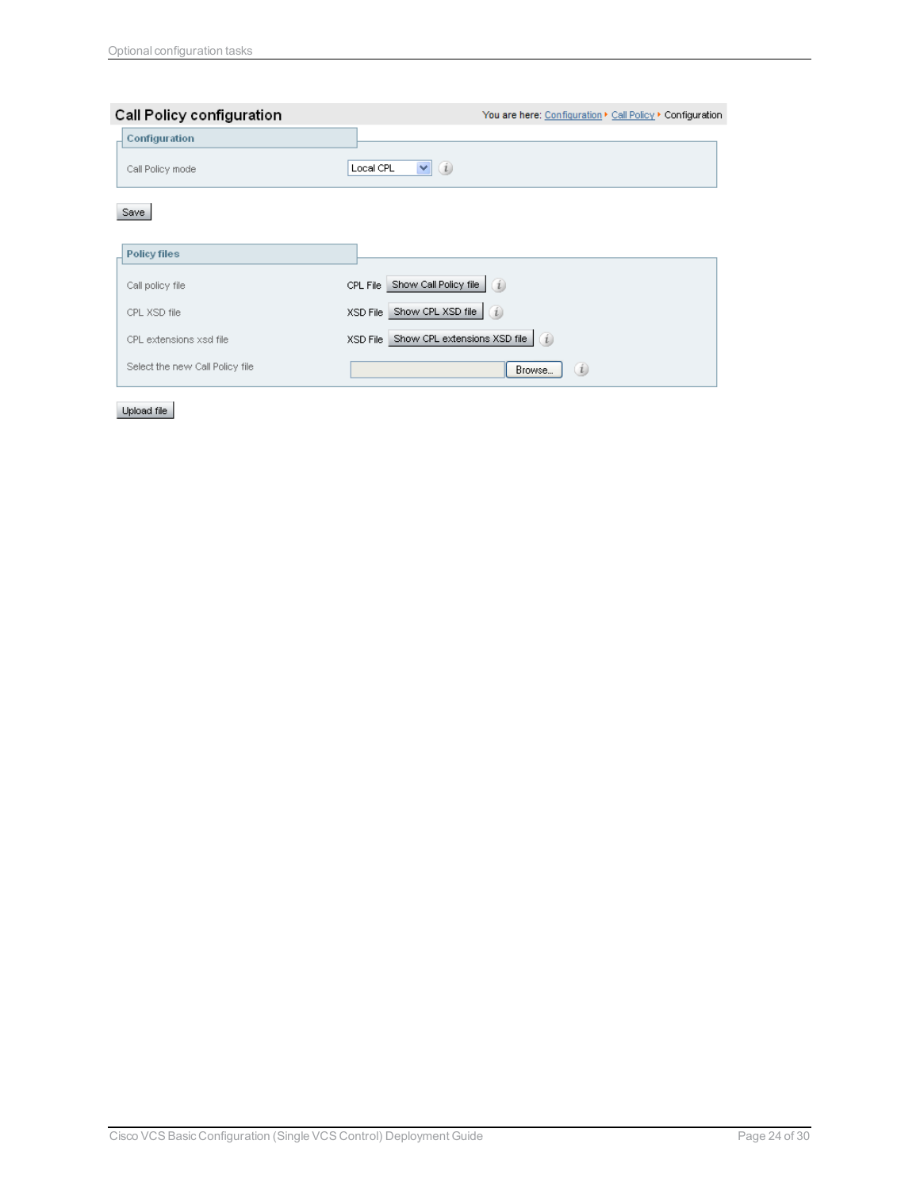## Call Policy configuration

You are here: Configuration ▸ Call Policy ▸ Configuration

**Configuration**

| | |
|---|---|
| Call Policy mode | Local CPL |

Save

**Policy files**

| | |
|---|---|
| Call policy file | CPL File Show Call Policy file |
| CPL XSD file | XSD File Show CPL XSD file |
| CPL extensions xsd file | XSD File Show CPL extensions XSD file |
| Select the new Call Policy file | Browse... |

Upload file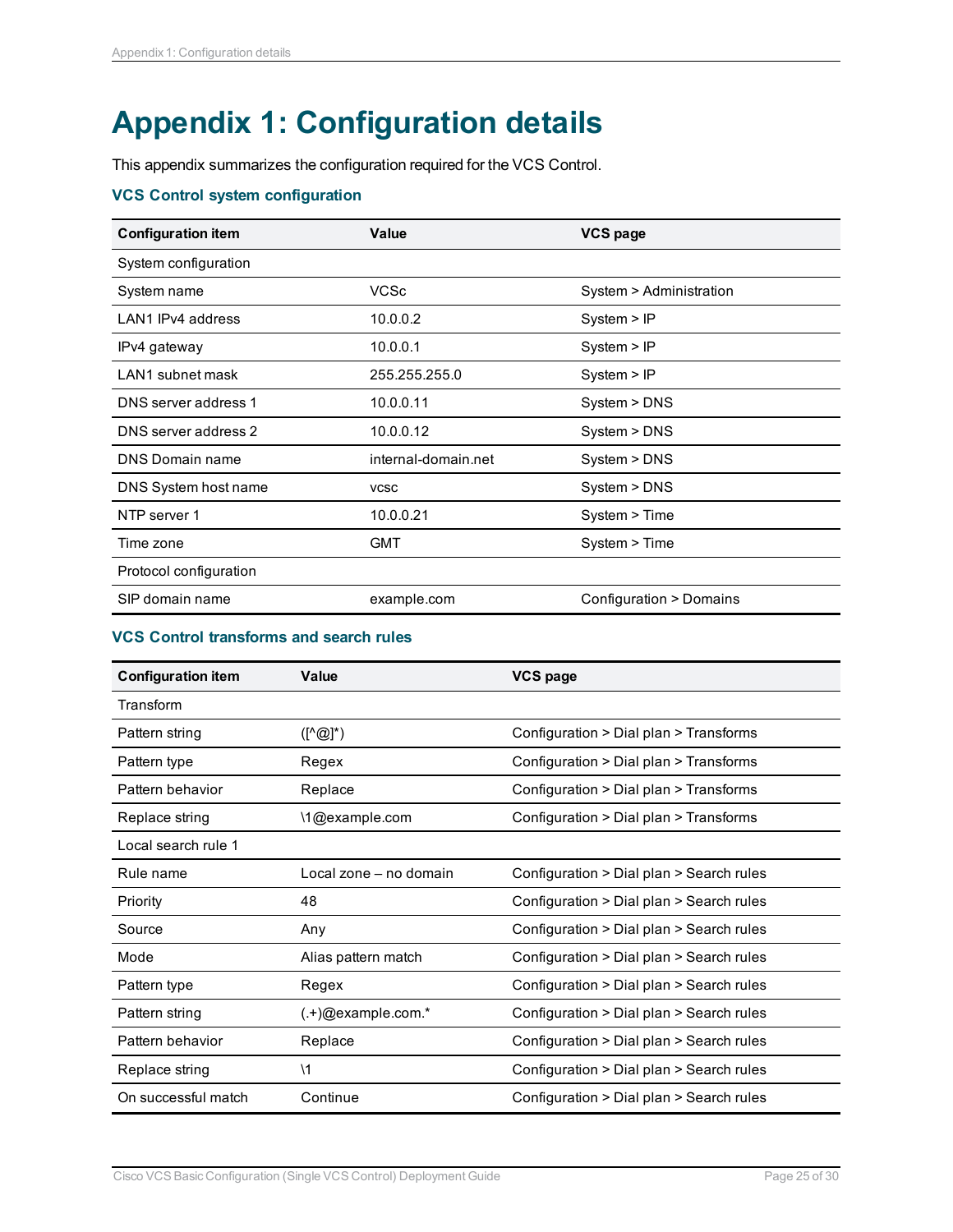# Appendix 1: Configuration details

This appendix summarizes the configuration required for the VCS Control.

### VCS Control system configuration

| Configuration item | Value | VCS page |
| --- | --- | --- |
| System configuration | | |
| System name | VCSc | System > Administration |
| LAN1 IPv4 address | 10.0.0.2 | System > IP |
| IPv4 gateway | 10.0.0.1 | System > IP |
| LAN1 subnet mask | 255.255.255.0 | System > IP |
| DNS server address 1 | 10.0.0.11 | System > DNS |
| DNS server address 2 | 10.0.0.12 | System > DNS |
| DNS Domain name | internal-domain.net | System > DNS |
| DNS System host name | vcsc | System > DNS |
| NTP server 1 | 10.0.0.21 | System > Time |
| Time zone | GMT | System > Time |
| Protocol configuration | | |
| SIP domain name | example.com | Configuration > Domains |

### VCS Control transforms and search rules

| Configuration item | Value | VCS page |
| --- | --- | --- |
| Transform | | |
| Pattern string | ([^@]*) | Configuration > Dial plan > Transforms |
| Pattern type | Regex | Configuration > Dial plan > Transforms |
| Pattern behavior | Replace | Configuration > Dial plan > Transforms |
| Replace string | \1@example.com | Configuration > Dial plan > Transforms |
| Local search rule 1 | | |
| Rule name | Local zone – no domain | Configuration > Dial plan > Search rules |
| Priority | 48 | Configuration > Dial plan > Search rules |
| Source | Any | Configuration > Dial plan > Search rules |
| Mode | Alias pattern match | Configuration > Dial plan > Search rules |
| Pattern type | Regex | Configuration > Dial plan > Search rules |
| Pattern string | (.+)@example.com.* | Configuration > Dial plan > Search rules |
| Pattern behavior | Replace | Configuration > Dial plan > Search rules |
| Replace string | \1 | Configuration > Dial plan > Search rules |
| On successful match | Continue | Configuration > Dial plan > Search rules |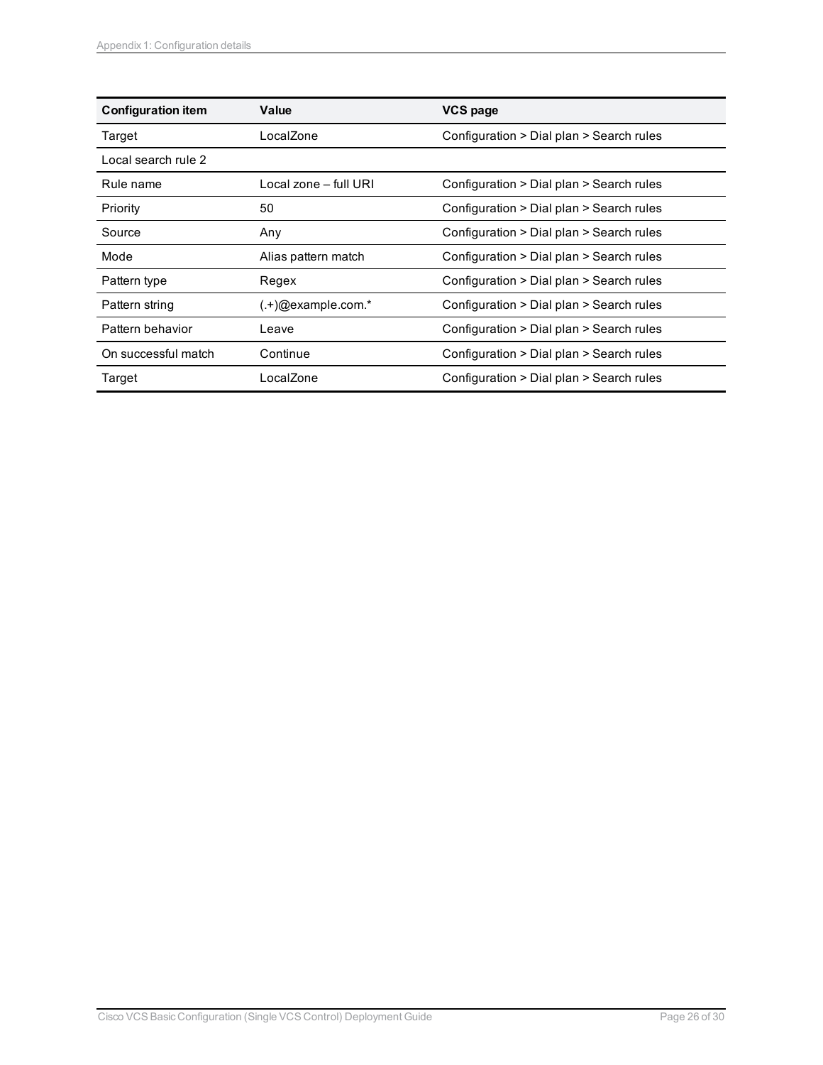| Configuration item | Value | VCS page |
|---|---|---|
| Target | LocalZone | Configuration > Dial plan > Search rules |
| Local search rule 2 | | |
| Rule name | Local zone – full URI | Configuration > Dial plan > Search rules |
| Priority | 50 | Configuration > Dial plan > Search rules |
| Source | Any | Configuration > Dial plan > Search rules |
| Mode | Alias pattern match | Configuration > Dial plan > Search rules |
| Pattern type | Regex | Configuration > Dial plan > Search rules |
| Pattern string | (.+)@example.com.* | Configuration > Dial plan > Search rules |
| Pattern behavior | Leave | Configuration > Dial plan > Search rules |
| On successful match | Continue | Configuration > Dial plan > Search rules |
| Target | LocalZone | Configuration > Dial plan > Search rules |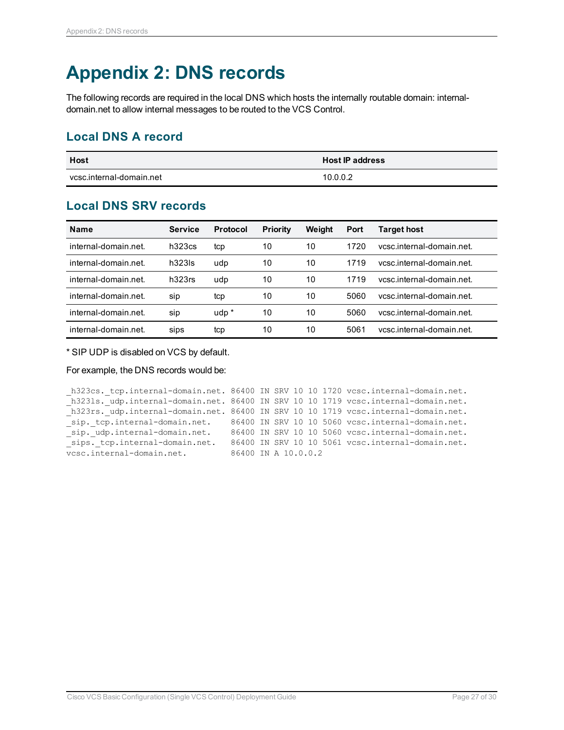# Appendix 2: DNS records

The following records are required in the local DNS which hosts the internally routable domain: internal-domain.net to allow internal messages to be routed to the VCS Control.

## Local DNS A record

| Host | Host IP address |
|---|---|
| vcsc.internal-domain.net | 10.0.0.2 |

## Local DNS SRV records

| Name | Service | Protocol | Priority | Weight | Port | Target host |
|---|---|---|---|---|---|---|
| internal-domain.net. | h323cs | tcp | 10 | 10 | 1720 | vcsc.internal-domain.net. |
| internal-domain.net. | h323ls | udp | 10 | 10 | 1719 | vcsc.internal-domain.net. |
| internal-domain.net. | h323rs | udp | 10 | 10 | 1719 | vcsc.internal-domain.net. |
| internal-domain.net. | sip | tcp | 10 | 10 | 5060 | vcsc.internal-domain.net. |
| internal-domain.net. | sip | udp * | 10 | 10 | 5060 | vcsc.internal-domain.net. |
| internal-domain.net. | sips | tcp | 10 | 10 | 5061 | vcsc.internal-domain.net. |

* SIP UDP is disabled on VCS by default.

For example, the DNS records would be:

```
_h323cs._tcp.internal-domain.net. 86400 IN SRV 10 10 1720 vcsc.internal-domain.net.
_h323ls._udp.internal-domain.net. 86400 IN SRV 10 10 1719 vcsc.internal-domain.net.
_h323rs._udp.internal-domain.net. 86400 IN SRV 10 10 1719 vcsc.internal-domain.net.
_sip._tcp.internal-domain.net.    86400 IN SRV 10 10 5060 vcsc.internal-domain.net.
_sip._udp.internal-domain.net.    86400 IN SRV 10 10 5060 vcsc.internal-domain.net.
_sips._tcp.internal-domain.net.   86400 IN SRV 10 10 5061 vcsc.internal-domain.net.
vcsc.internal-domain.net.         86400 IN A 10.0.0.2
```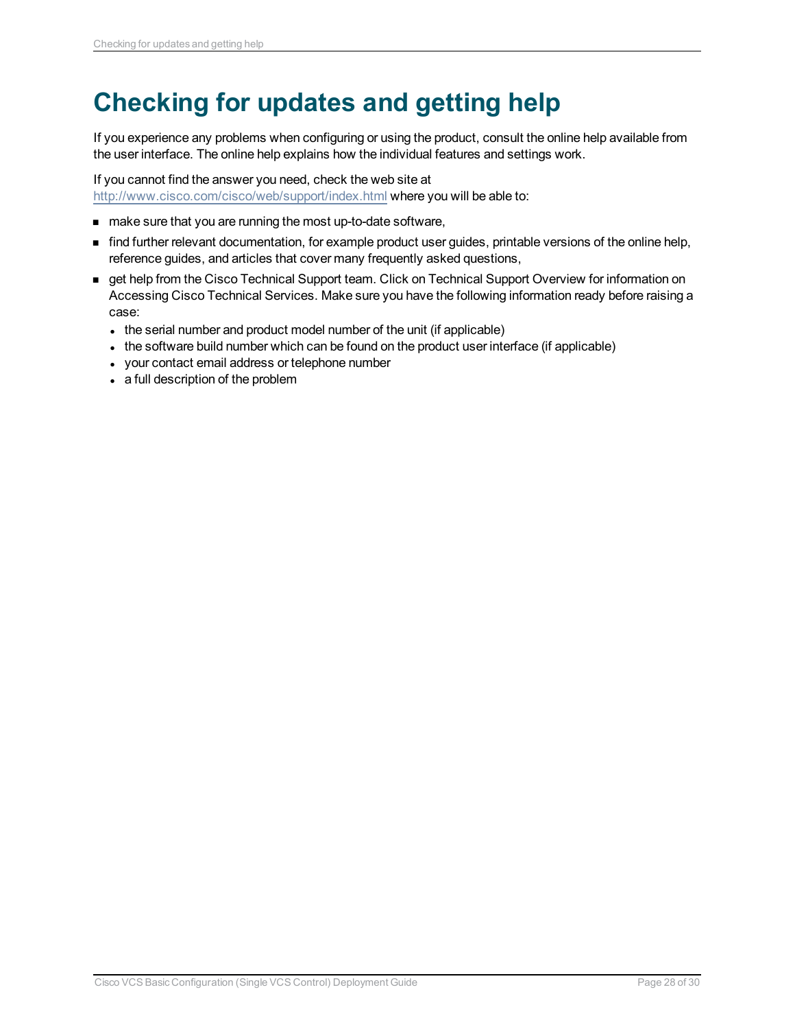# Checking for updates and getting help

If you experience any problems when configuring or using the product, consult the online help available from the user interface. The online help explains how the individual features and settings work.

If you cannot find the answer you need, check the web site at http://www.cisco.com/cisco/web/support/index.html where you will be able to:

- make sure that you are running the most up-to-date software,
- find further relevant documentation, for example product user guides, printable versions of the online help, reference guides, and articles that cover many frequently asked questions,
- get help from the Cisco Technical Support team. Click on Technical Support Overview for information on Accessing Cisco Technical Services. Make sure you have the following information ready before raising a case:
  - the serial number and product model number of the unit (if applicable)
  - the software build number which can be found on the product user interface (if applicable)
  - your contact email address or telephone number
  - a full description of the problem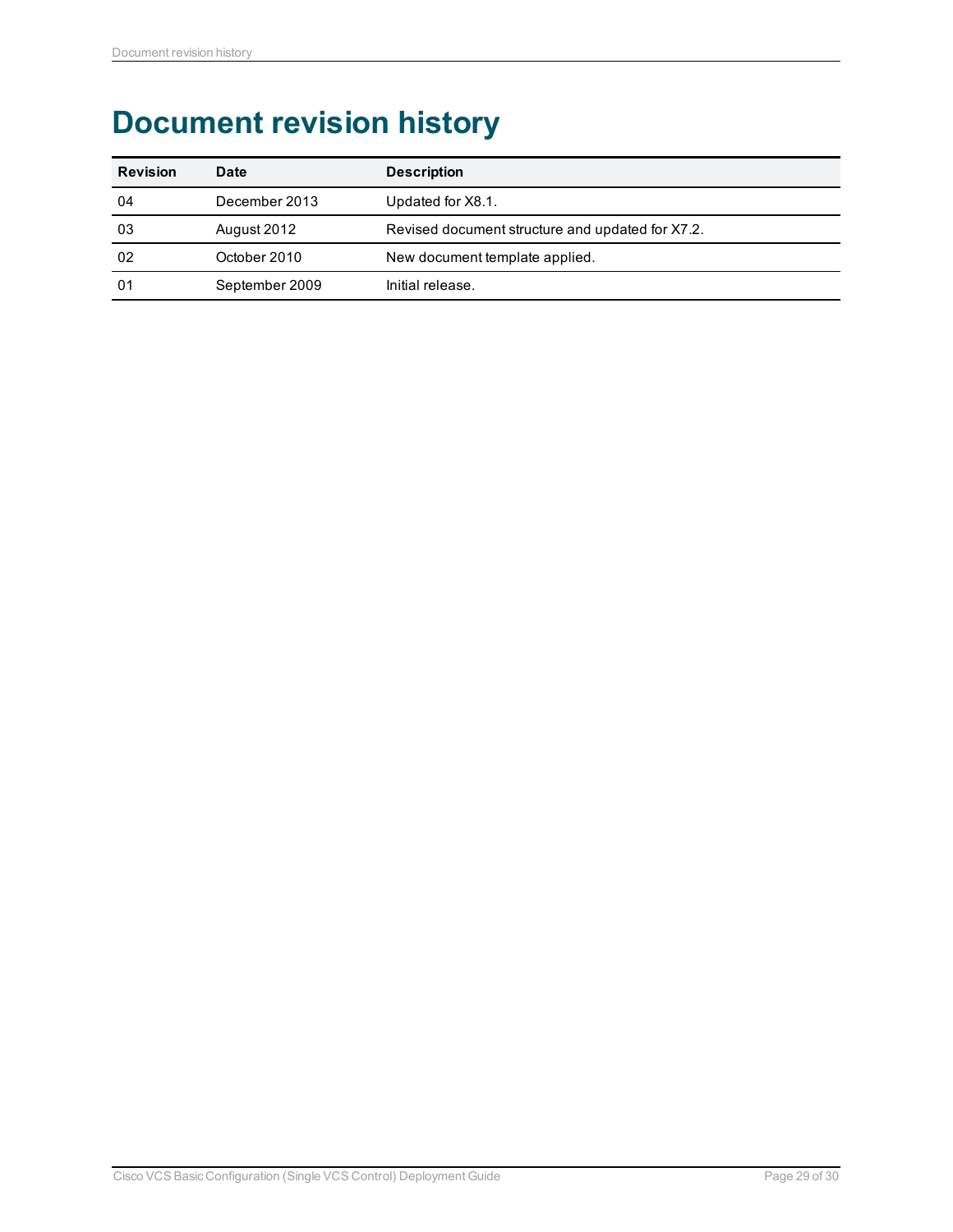# Document revision history

| Revision | Date | Description |
| --- | --- | --- |
| 04 | December 2013 | Updated for X8.1. |
| 03 | August 2012 | Revised document structure and updated for X7.2. |
| 02 | October 2010 | New document template applied. |
| 01 | September 2009 | Initial release. |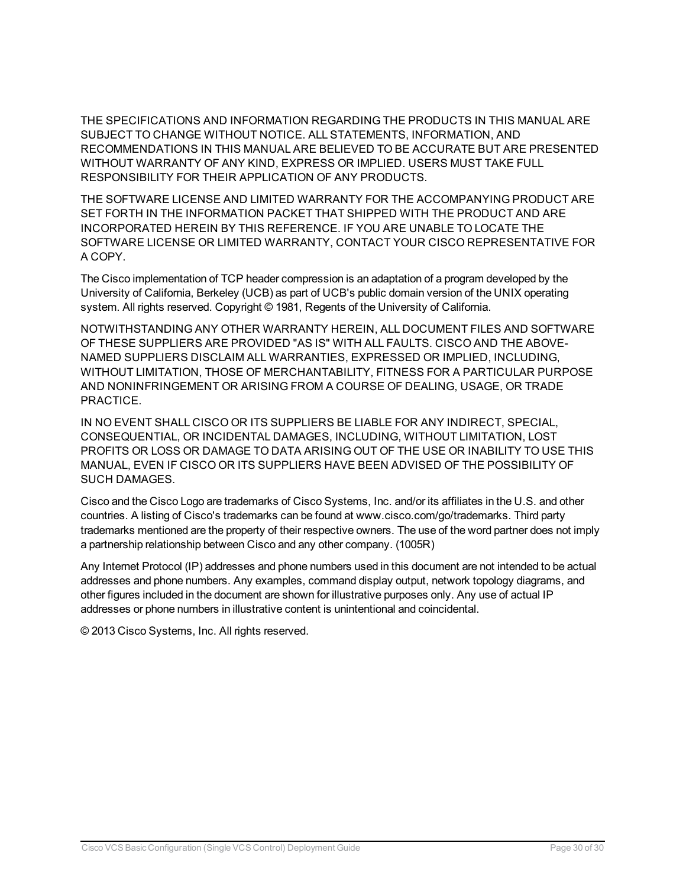THE SPECIFICATIONS AND INFORMATION REGARDING THE PRODUCTS IN THIS MANUAL ARE SUBJECT TO CHANGE WITHOUT NOTICE. ALL STATEMENTS, INFORMATION, AND RECOMMENDATIONS IN THIS MANUAL ARE BELIEVED TO BE ACCURATE BUT ARE PRESENTED WITHOUT WARRANTY OF ANY KIND, EXPRESS OR IMPLIED. USERS MUST TAKE FULL RESPONSIBILITY FOR THEIR APPLICATION OF ANY PRODUCTS.

THE SOFTWARE LICENSE AND LIMITED WARRANTY FOR THE ACCOMPANYING PRODUCT ARE SET FORTH IN THE INFORMATION PACKET THAT SHIPPED WITH THE PRODUCT AND ARE INCORPORATED HEREIN BY THIS REFERENCE. IF YOU ARE UNABLE TO LOCATE THE SOFTWARE LICENSE OR LIMITED WARRANTY, CONTACT YOUR CISCO REPRESENTATIVE FOR A COPY.

The Cisco implementation of TCP header compression is an adaptation of a program developed by the University of California, Berkeley (UCB) as part of UCB's public domain version of the UNIX operating system. All rights reserved. Copyright © 1981, Regents of the University of California.

NOTWITHSTANDING ANY OTHER WARRANTY HEREIN, ALL DOCUMENT FILES AND SOFTWARE OF THESE SUPPLIERS ARE PROVIDED "AS IS" WITH ALL FAULTS. CISCO AND THE ABOVE-NAMED SUPPLIERS DISCLAIM ALL WARRANTIES, EXPRESSED OR IMPLIED, INCLUDING, WITHOUT LIMITATION, THOSE OF MERCHANTABILITY, FITNESS FOR A PARTICULAR PURPOSE AND NONINFRINGEMENT OR ARISING FROM A COURSE OF DEALING, USAGE, OR TRADE PRACTICE.

IN NO EVENT SHALL CISCO OR ITS SUPPLIERS BE LIABLE FOR ANY INDIRECT, SPECIAL, CONSEQUENTIAL, OR INCIDENTAL DAMAGES, INCLUDING, WITHOUT LIMITATION, LOST PROFITS OR LOSS OR DAMAGE TO DATA ARISING OUT OF THE USE OR INABILITY TO USE THIS MANUAL, EVEN IF CISCO OR ITS SUPPLIERS HAVE BEEN ADVISED OF THE POSSIBILITY OF SUCH DAMAGES.

Cisco and the Cisco Logo are trademarks of Cisco Systems, Inc. and/or its affiliates in the U.S. and other countries. A listing of Cisco's trademarks can be found at www.cisco.com/go/trademarks. Third party trademarks mentioned are the property of their respective owners. The use of the word partner does not imply a partnership relationship between Cisco and any other company. (1005R)

Any Internet Protocol (IP) addresses and phone numbers used in this document are not intended to be actual addresses and phone numbers. Any examples, command display output, network topology diagrams, and other figures included in the document are shown for illustrative purposes only. Any use of actual IP addresses or phone numbers in illustrative content is unintentional and coincidental.

© 2013 Cisco Systems, Inc. All rights reserved.